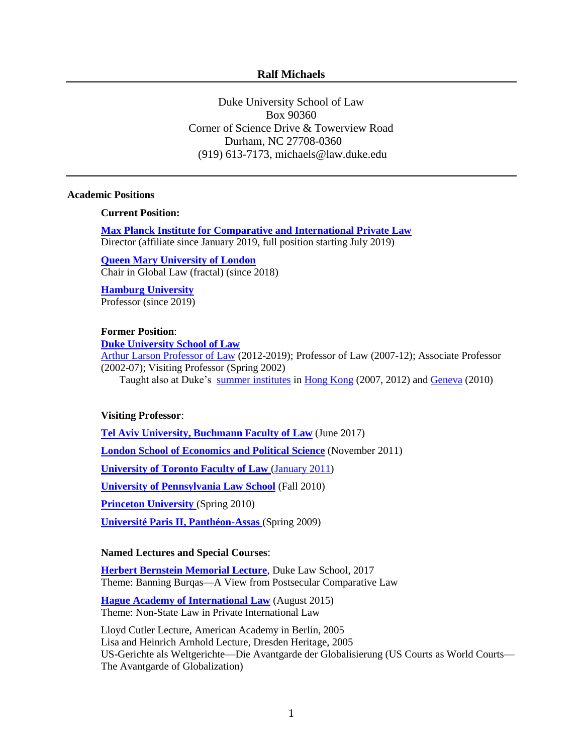# Ralf Michaels

Duke University School of Law
Box 90360
Corner of Science Drive & Towerview Road
Durham, NC 27708-0360
(919) 613-7173, michaels@law.duke.edu

---

## Academic Positions

### Current Position:

**Max Planck Institute for Comparative and International Private Law**
Director (affiliate since January 2019, full position starting July 2019)

**Queen Mary University of London**
Chair in Global Law (fractal) (since 2018)

**Hamburg University**
Professor (since 2019)

### Former Position:

**Duke University School of Law**
Arthur Larson Professor of Law (2012-2019); Professor of Law (2007-12); Associate Professor (2002-07); Visiting Professor (Spring 2002)
Taught also at Duke's summer institutes in Hong Kong (2007, 2012) and Geneva (2010)

### Visiting Professor:

**Tel Aviv University, Buchmann Faculty of Law** (June 2017)

**London School of Economics and Political Science** (November 2011)

**University of Toronto Faculty of Law** (January 2011)

**University of Pennsylvania Law School** (Fall 2010)

**Princeton University** (Spring 2010)

**Université Paris II, Panthéon-Assas** (Spring 2009)

### Named Lectures and Special Courses:

**Herbert Bernstein Memorial Lecture**, Duke Law School, 2017
Theme: Banning Burqas—A View from Postsecular Comparative Law

**Hague Academy of International Law** (August 2015)
Theme: Non-State Law in Private International Law

Lloyd Cutler Lecture, American Academy in Berlin, 2005
Lisa and Heinrich Arnhold Lecture, Dresden Heritage, 2005
US-Gerichte als Weltgerichte—Die Avantgarde der Globalisierung (US Courts as World Courts—The Avantgarde of Globalization)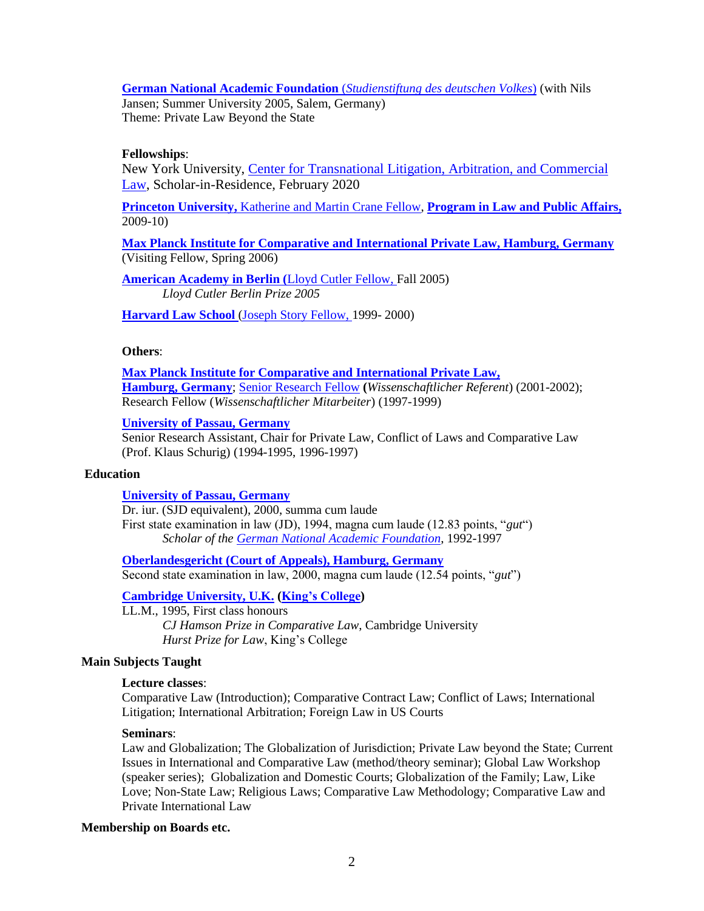**German National Academic Foundation** (*Studienstiftung des deutschen Volkes*) (with Nils Jansen; Summer University 2005, Salem, Germany)
Theme: Private Law Beyond the State

**Fellowships**:

New York University, Center for Transnational Litigation, Arbitration, and Commercial Law, Scholar-in-Residence, February 2020

**Princeton University,** Katherine and Martin Crane Fellow, **Program in Law and Public Affairs,** 2009-10)

**Max Planck Institute for Comparative and International Private Law, Hamburg, Germany** (Visiting Fellow, Spring 2006)

**American Academy in Berlin (**Lloyd Cutler Fellow, Fall 2005)
*Lloyd Cutler Berlin Prize 2005*

**Harvard Law School** (Joseph Story Fellow, 1999- 2000)

**Others**:

**Max Planck Institute for Comparative and International Private Law, Hamburg, Germany**; Senior Research Fellow **(***Wissenschaftlicher Referent*) (2001-2002); Research Fellow (*Wissenschaftlicher Mitarbeiter*) (1997-1999)

**University of Passau, Germany**
Senior Research Assistant, Chair for Private Law, Conflict of Laws and Comparative Law (Prof. Klaus Schurig) (1994-1995, 1996-1997)

## Education

**University of Passau, Germany**
Dr. iur. (SJD equivalent), 2000, summa cum laude
First state examination in law (JD), 1994, magna cum laude (12.83 points, "*gut*")
*Scholar of the German National Academic Foundation*, 1992-1997

**Oberlandesgericht (Court of Appeals), Hamburg, Germany**
Second state examination in law, 2000, magna cum laude (12.54 points, "*gut*")

**Cambridge University, U.K. (King's College)**
LL.M., 1995, First class honours
*CJ Hamson Prize in Comparative Law*, Cambridge University
*Hurst Prize for Law*, King's College

## Main Subjects Taught

**Lecture classes**:
Comparative Law (Introduction); Comparative Contract Law; Conflict of Laws; International Litigation; International Arbitration; Foreign Law in US Courts

**Seminars**:
Law and Globalization; The Globalization of Jurisdiction; Private Law beyond the State; Current Issues in International and Comparative Law (method/theory seminar); Global Law Workshop (speaker series); Globalization and Domestic Courts; Globalization of the Family; Law, Like Love; Non-State Law; Religious Laws; Comparative Law Methodology; Comparative Law and Private International Law

## Membership on Boards etc.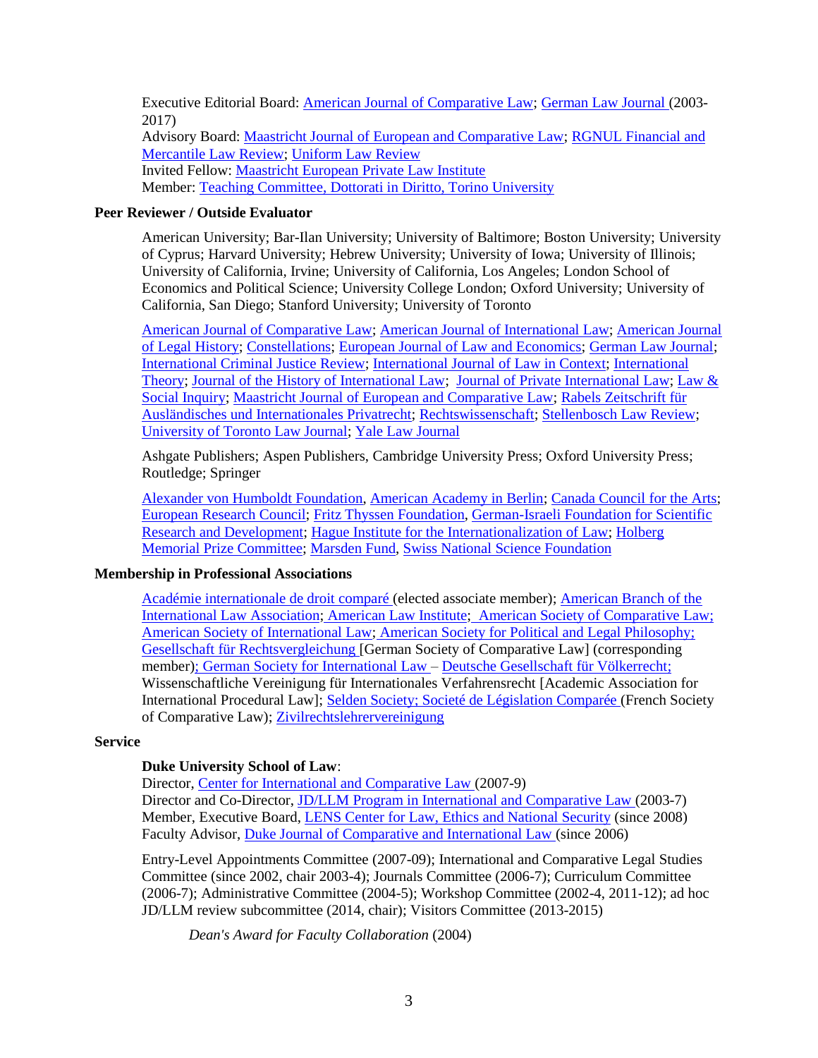Executive Editorial Board: American Journal of Comparative Law; German Law Journal (2003-2017)
Advisory Board: Maastricht Journal of European and Comparative Law; RGNUL Financial and Mercantile Law Review; Uniform Law Review
Invited Fellow: Maastricht European Private Law Institute
Member: Teaching Committee, Dottorati in Diritto, Torino University

**Peer Reviewer / Outside Evaluator**

American University; Bar-Ilan University; University of Baltimore; Boston University; University of Cyprus; Harvard University; Hebrew University; University of Iowa; University of Illinois; University of California, Irvine; University of California, Los Angeles; London School of Economics and Political Science; University College London; Oxford University; University of California, San Diego; Stanford University; University of Toronto

American Journal of Comparative Law; American Journal of International Law; American Journal of Legal History; Constellations; European Journal of Law and Economics; German Law Journal; International Criminal Justice Review; International Journal of Law in Context; International Theory; Journal of the History of International Law; Journal of Private International Law; Law & Social Inquiry; Maastricht Journal of European and Comparative Law; Rabels Zeitschrift für Ausländisches und Internationales Privatrecht; Rechtswissenschaft; Stellenbosch Law Review; University of Toronto Law Journal; Yale Law Journal

Ashgate Publishers; Aspen Publishers, Cambridge University Press; Oxford University Press; Routledge; Springer

Alexander von Humboldt Foundation, American Academy in Berlin; Canada Council for the Arts; European Research Council; Fritz Thyssen Foundation, German-Israeli Foundation for Scientific Research and Development; Hague Institute for the Internationalization of Law; Holberg Memorial Prize Committee; Marsden Fund, Swiss National Science Foundation

**Membership in Professional Associations**

Académie internationale de droit comparé (elected associate member); American Branch of the International Law Association; American Law Institute; American Society of Comparative Law; American Society of International Law; American Society for Political and Legal Philosophy; Gesellschaft für Rechtsvergleichung [German Society of Comparative Law] (corresponding member); German Society for International Law – Deutsche Gesellschaft für Völkerrecht; Wissenschaftliche Vereinigung für Internationales Verfahrensrecht [Academic Association for International Procedural Law]; Selden Society; Societé de Législation Comparée (French Society of Comparative Law); Zivilrechtslehrervereinigung

**Service**

**Duke University School of Law**:
Director, Center for International and Comparative Law (2007-9)
Director and Co-Director, JD/LLM Program in International and Comparative Law (2003-7)
Member, Executive Board, LENS Center for Law, Ethics and National Security (since 2008)
Faculty Advisor, Duke Journal of Comparative and International Law (since 2006)

Entry-Level Appointments Committee (2007-09); International and Comparative Legal Studies Committee (since 2002, chair 2003-4); Journals Committee (2006-7); Curriculum Committee (2006-7); Administrative Committee (2004-5); Workshop Committee (2002-4, 2011-12); ad hoc JD/LLM review subcommittee (2014, chair); Visitors Committee (2013-2015)

*Dean's Award for Faculty Collaboration* (2004)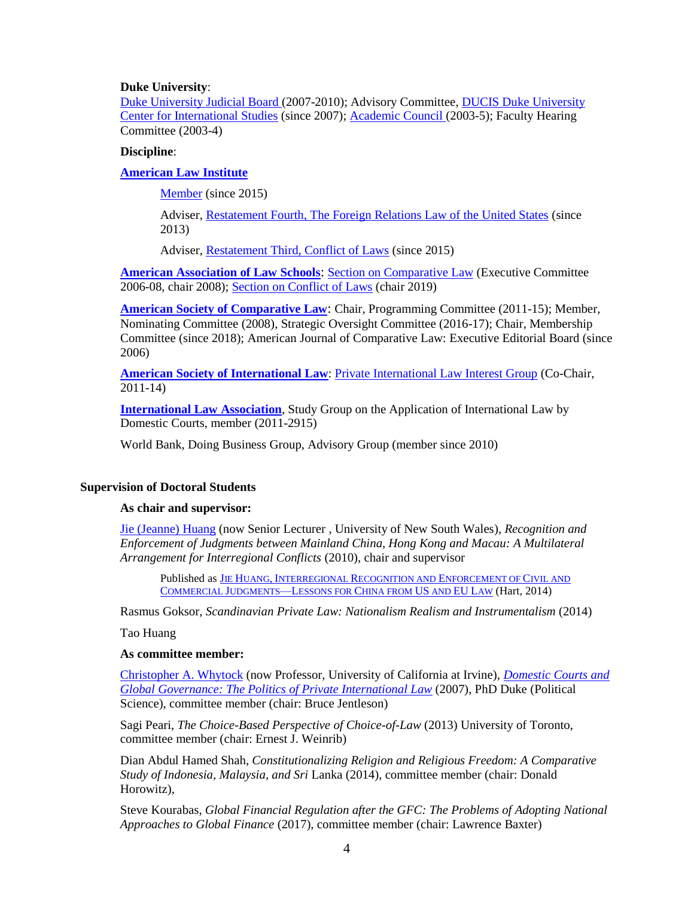**Duke University**:

Duke University Judicial Board (2007-2010); Advisory Committee, DUCIS Duke University Center for International Studies (since 2007); Academic Council (2003-5); Faculty Hearing Committee (2003-4)

**Discipline**:

**American Law Institute**

> Member (since 2015)
>
> Adviser, Restatement Fourth, The Foreign Relations Law of the United States (since 2013)
>
> Adviser, Restatement Third, Conflict of Laws (since 2015)

**American Association of Law Schools**: Section on Comparative Law (Executive Committee 2006-08, chair 2008); Section on Conflict of Laws (chair 2019)

**American Society of Comparative Law**: Chair, Programming Committee (2011-15); Member, Nominating Committee (2008), Strategic Oversight Committee (2016-17); Chair, Membership Committee (since 2018); American Journal of Comparative Law: Executive Editorial Board (since 2006)

**American Society of International Law**: Private International Law Interest Group (Co-Chair, 2011-14)

**International Law Association**, Study Group on the Application of International Law by Domestic Courts, member (2011-2915)

World Bank, Doing Business Group, Advisory Group (member since 2010)

## Supervision of Doctoral Students

**As chair and supervisor:**

Jie (Jeanne) Huang (now Senior Lecturer , University of New South Wales), *Recognition and Enforcement of Judgments between Mainland China, Hong Kong and Macau: A Multilateral Arrangement for Interregional Conflicts* (2010), chair and supervisor

> Published as JIE HUANG, INTERREGIONAL RECOGNITION AND ENFORCEMENT OF CIVIL AND COMMERCIAL JUDGMENTS—LESSONS FOR CHINA FROM US AND EU LAW (Hart, 2014)

Rasmus Goksor, *Scandinavian Private Law: Nationalism Realism and Instrumentalism* (2014)

Tao Huang

**As committee member:**

Christopher A. Whytock (now Professor, University of California at Irvine), *Domestic Courts and Global Governance: The Politics of Private International Law* (2007), PhD Duke (Political Science), committee member (chair: Bruce Jentleson)

Sagi Peari, *The Choice-Based Perspective of Choice-of-Law* (2013) University of Toronto, committee member (chair: Ernest J. Weinrib)

Dian Abdul Hamed Shah, *Constitutionalizing Religion and Religious Freedom: A Comparative Study of Indonesia, Malaysia, and Sri* Lanka (2014), committee member (chair: Donald Horowitz),

Steve Kourabas, *Global Financial Regulation after the GFC: The Problems of Adopting National Approaches to Global Finance* (2017), committee member (chair: Lawrence Baxter)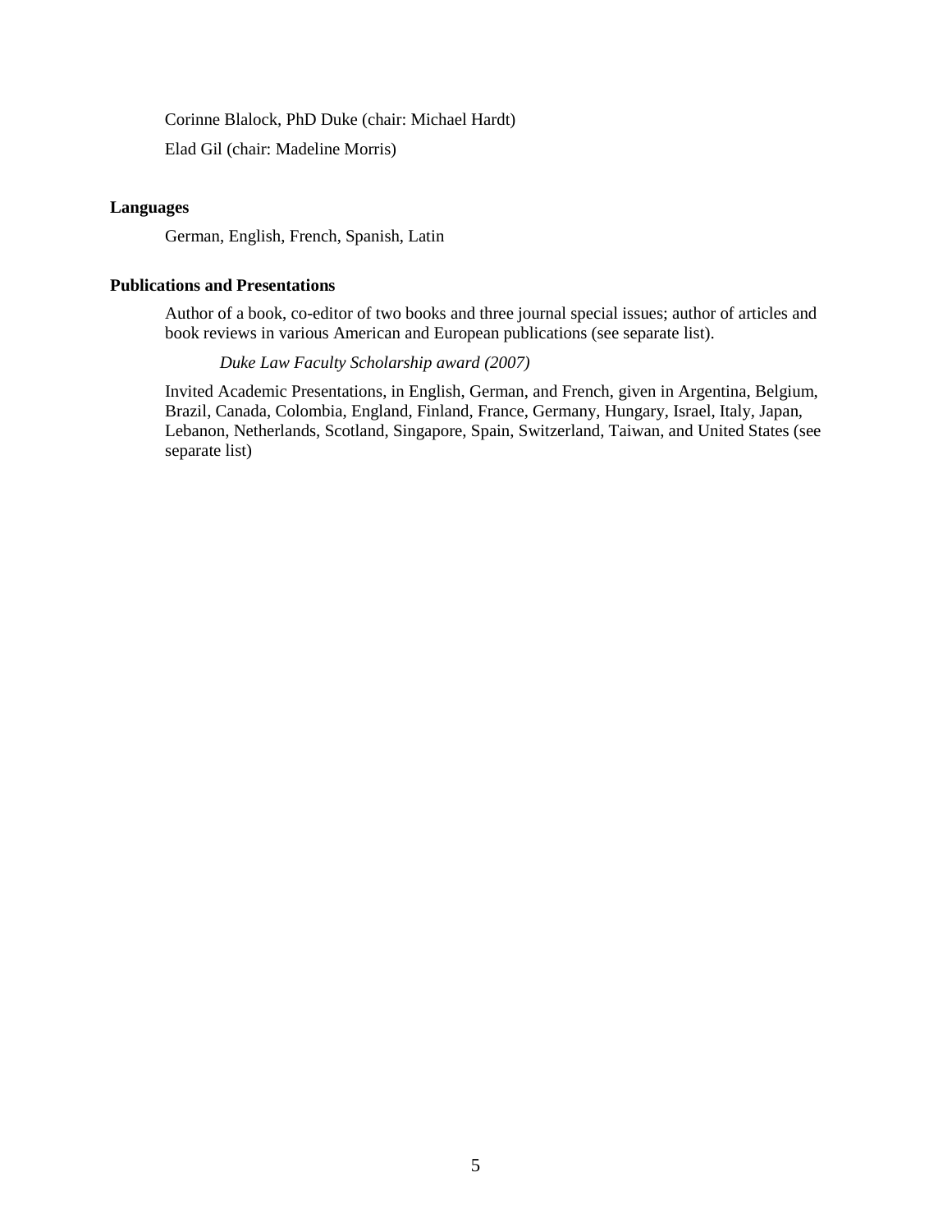Corinne Blalock, PhD Duke (chair: Michael Hardt)

Elad Gil (chair: Madeline Morris)

**Languages**

German, English, French, Spanish, Latin

**Publications and Presentations**

Author of a book, co-editor of two books and three journal special issues; author of articles and book reviews in various American and European publications (see separate list).

*Duke Law Faculty Scholarship award (2007)*

Invited Academic Presentations, in English, German, and French, given in Argentina, Belgium, Brazil, Canada, Colombia, England, Finland, France, Germany, Hungary, Israel, Italy, Japan, Lebanon, Netherlands, Scotland, Singapore, Spain, Switzerland, Taiwan, and United States (see separate list)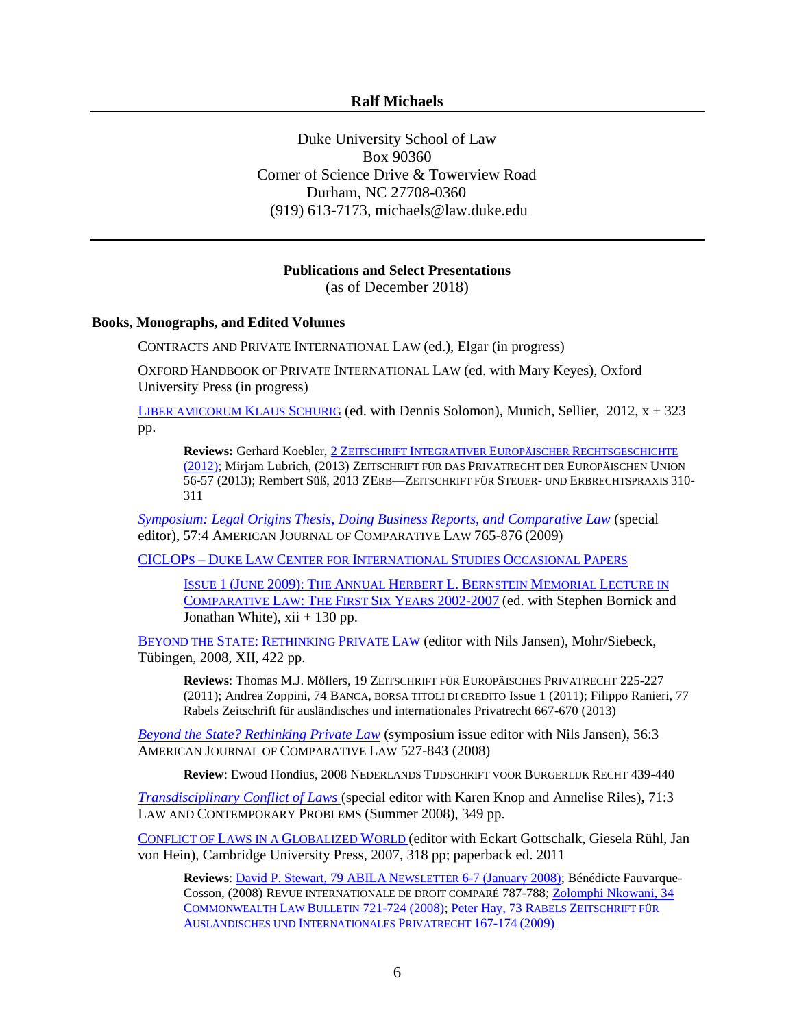**Ralf Michaels**

Duke University School of Law
Box 90360
Corner of Science Drive & Towerview Road
Durham, NC 27708-0360
(919) 613-7173, michaels@law.duke.edu

**Publications and Select Presentations**
(as of December 2018)

**Books, Monographs, and Edited Volumes**

CONTRACTS AND PRIVATE INTERNATIONAL LAW (ed.), Elgar (in progress)

OXFORD HANDBOOK OF PRIVATE INTERNATIONAL LAW (ed. with Mary Keyes), Oxford University Press (in progress)

LIBER AMICORUM KLAUS SCHURIG (ed. with Dennis Solomon), Munich, Sellier, 2012, x + 323 pp.

> **Reviews:** Gerhard Koebler, 2 ZEITSCHRIFT INTEGRATIVER EUROPÄISCHER RECHTSGESCHICHTE (2012); Mirjam Lubrich, (2013) ZEITSCHRIFT FÜR DAS PRIVATRECHT DER EUROPÄISCHEN UNION 56-57 (2013); Rembert Süß, 2013 ZERB—ZEITSCHRIFT FÜR STEUER- UND ERBRECHTSPRAXIS 310-311

*Symposium: Legal Origins Thesis, Doing Business Reports, and Comparative Law* (special editor), 57:4 AMERICAN JOURNAL OF COMPARATIVE LAW 765-876 (2009)

CICLOPs – DUKE LAW CENTER FOR INTERNATIONAL STUDIES OCCASIONAL PAPERS

> ISSUE 1 (JUNE 2009): THE ANNUAL HERBERT L. BERNSTEIN MEMORIAL LECTURE IN COMPARATIVE LAW: THE FIRST SIX YEARS 2002-2007 (ed. with Stephen Bornick and Jonathan White), xii + 130 pp.

BEYOND THE STATE: RETHINKING PRIVATE LAW (editor with Nils Jansen), Mohr/Siebeck, Tübingen, 2008, XII, 422 pp.

> **Reviews**: Thomas M.J. Möllers, 19 ZEITSCHRIFT FÜR EUROPÄISCHES PRIVATRECHT 225-227 (2011); Andrea Zoppini, 74 BANCA, BORSA TITOLI DI CREDITO Issue 1 (2011); Filippo Ranieri, 77 Rabels Zeitschrift für ausländisches und internationales Privatrecht 667-670 (2013)

*Beyond the State? Rethinking Private Law* (symposium issue editor with Nils Jansen), 56:3 AMERICAN JOURNAL OF COMPARATIVE LAW 527-843 (2008)

> **Review**: Ewoud Hondius, 2008 NEDERLANDS TIJDSCHRIFT VOOR BURGERLIJK RECHT 439-440

*Transdisciplinary Conflict of Laws* (special editor with Karen Knop and Annelise Riles), 71:3 LAW AND CONTEMPORARY PROBLEMS (Summer 2008), 349 pp.

CONFLICT OF LAWS IN A GLOBALIZED WORLD (editor with Eckart Gottschalk, Giesela Rühl, Jan von Hein), Cambridge University Press, 2007, 318 pp; paperback ed. 2011

> **Reviews**: David P. Stewart, 79 ABILA NEWSLETTER 6-7 (January 2008); Bénédicte Fauvarque-Cosson, (2008) REVUE INTERNATIONALE DE DROIT COMPARÉ 787-788; Zolomphi Nkowani, 34 COMMONWEALTH LAW BULLETIN 721-724 (2008); Peter Hay, 73 RABELS ZEITSCHRIFT FÜR AUSLÄNDISCHES UND INTERNATIONALES PRIVATRECHT 167-174 (2009)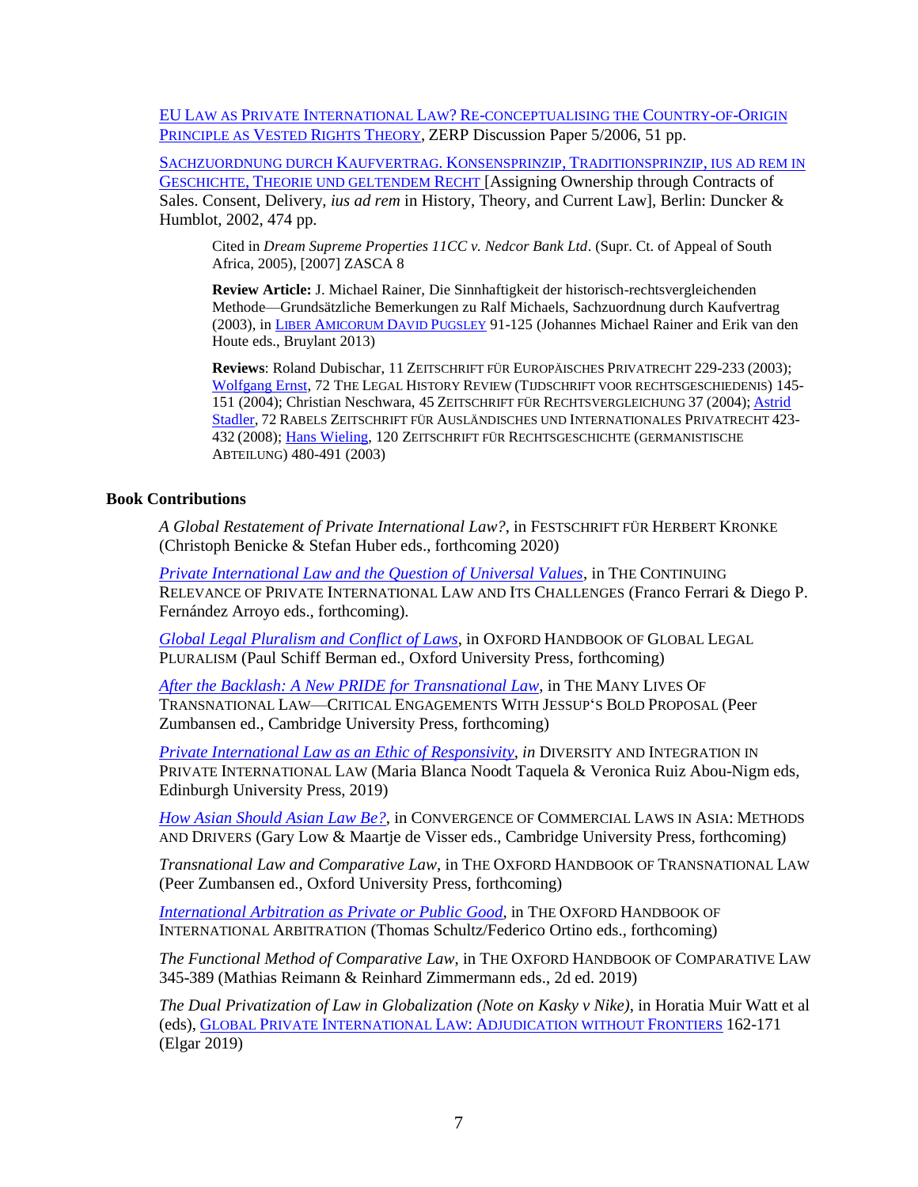EU LAW AS PRIVATE INTERNATIONAL LAW? RE-CONCEPTUALISING THE COUNTRY-OF-ORIGIN PRINCIPLE AS VESTED RIGHTS THEORY, ZERP Discussion Paper 5/2006, 51 pp.

SACHZUORDNUNG DURCH KAUFVERTRAG. KONSENSPRINZIP, TRADITIONSPRINZIP, IUS AD REM IN GESCHICHTE, THEORIE UND GELTENDEM RECHT [Assigning Ownership through Contracts of Sales. Consent, Delivery, *ius ad rem* in History, Theory, and Current Law], Berlin: Duncker & Humblot, 2002, 474 pp.

> Cited in *Dream Supreme Properties 11CC v. Nedcor Bank Ltd*. (Supr. Ct. of Appeal of South Africa, 2005), [2007] ZASCA 8
>
> **Review Article:** J. Michael Rainer, Die Sinnhaftigkeit der historisch-rechtsvergleichenden Methode—Grundsätzliche Bemerkungen zu Ralf Michaels, Sachzuordnung durch Kaufvertrag (2003), in LIBER AMICORUM DAVID PUGSLEY 91-125 (Johannes Michael Rainer and Erik van den Houte eds., Bruylant 2013)
>
> **Reviews**: Roland Dubischar, 11 ZEITSCHRIFT FÜR EUROPÄISCHES PRIVATRECHT 229-233 (2003); Wolfgang Ernst, 72 THE LEGAL HISTORY REVIEW (TIJDSCHRIFT VOOR RECHTSGESCHIEDENIS) 145-151 (2004); Christian Neschwara, 45 ZEITSCHRIFT FÜR RECHTSVERGLEICHUNG 37 (2004); Astrid Stadler, 72 RABELS ZEITSCHRIFT FÜR AUSLÄNDISCHES UND INTERNATIONALES PRIVATRECHT 423-432 (2008); Hans Wieling, 120 ZEITSCHRIFT FÜR RECHTSGESCHICHTE (GERMANISTISCHE ABTEILUNG) 480-491 (2003)

## Book Contributions

*A Global Restatement of Private International Law?*, in FESTSCHRIFT FÜR HERBERT KRONKE (Christoph Benicke & Stefan Huber eds., forthcoming 2020)

*Private International Law and the Question of Universal Values*, in THE CONTINUING RELEVANCE OF PRIVATE INTERNATIONAL LAW AND ITS CHALLENGES (Franco Ferrari & Diego P. Fernández Arroyo eds., forthcoming).

*Global Legal Pluralism and Conflict of Laws*, in OXFORD HANDBOOK OF GLOBAL LEGAL PLURALISM (Paul Schiff Berman ed., Oxford University Press, forthcoming)

*After the Backlash: A New PRIDE for Transnational Law*, in THE MANY LIVES OF TRANSNATIONAL LAW—CRITICAL ENGAGEMENTS WITH JESSUP'S BOLD PROPOSAL (Peer Zumbansen ed., Cambridge University Press, forthcoming)

*Private International Law as an Ethic of Responsivity*, *in* DIVERSITY AND INTEGRATION IN PRIVATE INTERNATIONAL LAW (Maria Blanca Noodt Taquela & Veronica Ruiz Abou-Nigm eds, Edinburgh University Press, 2019)

*How Asian Should Asian Law Be?*, in CONVERGENCE OF COMMERCIAL LAWS IN ASIA: METHODS AND DRIVERS (Gary Low & Maartje de Visser eds., Cambridge University Press, forthcoming)

*Transnational Law and Comparative Law*, in THE OXFORD HANDBOOK OF TRANSNATIONAL LAW (Peer Zumbansen ed., Oxford University Press, forthcoming)

*International Arbitration as Private or Public Good*, in THE OXFORD HANDBOOK OF INTERNATIONAL ARBITRATION (Thomas Schultz/Federico Ortino eds., forthcoming)

*The Functional Method of Comparative Law*, in THE OXFORD HANDBOOK OF COMPARATIVE LAW 345-389 (Mathias Reimann & Reinhard Zimmermann eds., 2d ed. 2019)

*The Dual Privatization of Law in Globalization (Note on Kasky v Nike)*, in Horatia Muir Watt et al (eds), GLOBAL PRIVATE INTERNATIONAL LAW: ADJUDICATION WITHOUT FRONTIERS 162-171 (Elgar 2019)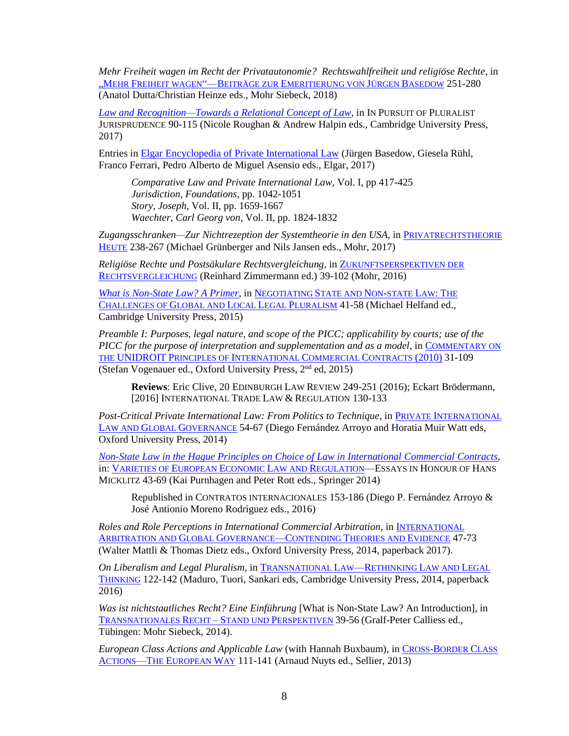*Mehr Freiheit wagen im Recht der Privatautonomie? Rechtswahlfreiheit und religiöse Rechte*, in „MEHR FREIHEIT WAGEN"—BEITRÄGE ZUR EMERITIERUNG VON JÜRGEN BASEDOW 251-280 (Anatol Dutta/Christian Heinze eds., Mohr Siebeck, 2018)

*Law and Recognition—Towards a Relational Concept of Law*, in IN PURSUIT OF PLURALIST JURISPRUDENCE 90-115 (Nicole Roughan & Andrew Halpin eds., Cambridge University Press, 2017)

Entries in Elgar Encyclopedia of Private International Law (Jürgen Basedow, Giesela Rühl, Franco Ferrari, Pedro Alberto de Miguel Asensio eds., Elgar, 2017)

> *Comparative Law and Private International Law*, Vol. I, pp 417-425
> *Jurisdiction, Foundations*, pp. 1042-1051
> *Story, Joseph*, Vol. II, pp. 1659-1667
> *Waechter, Carl Georg von*, Vol. II, pp. 1824-1832

*Zugangsschranken—Zur Nichtrezeption der Systemtheorie in den USA*, in PRIVATRECHTSTHEORIE HEUTE 238-267 (Michael Grünberger and Nils Jansen eds., Mohr, 2017)

*Religiöse Rechte und Postsäkulare Rechtsvergleichung*, in ZUKUNFTSPERSPEKTIVEN DER RECHTSVERGLEICHUNG (Reinhard Zimmermann ed.) 39-102 (Mohr, 2016)

*What is Non-State Law? A Primer*, in NEGOTIATING STATE AND NON-STATE LAW: THE CHALLENGES OF GLOBAL AND LOCAL LEGAL PLURALISM 41-58 (Michael Helfand ed., Cambridge University Press, 2015)

*Preamble I: Purposes, legal nature, and scope of the PICC; applicability by courts; use of the PICC for the purpose of interpretation and supplementation and as a model*, in COMMENTARY ON THE UNIDROIT PRINCIPLES OF INTERNATIONAL COMMERCIAL CONTRACTS (2010) 31-109 (Stefan Vogenauer ed., Oxford University Press, 2nd ed, 2015)

> **Reviews**: Eric Clive, 20 EDINBURGH LAW REVIEW 249-251 (2016); Eckart Brödermann, [2016] INTERNATIONAL TRADE LAW & REGULATION 130-133

*Post-Critical Private International Law: From Politics to Technique*, in PRIVATE INTERNATIONAL LAW AND GLOBAL GOVERNANCE 54-67 (Diego Fernández Arroyo and Horatia Muir Watt eds, Oxford University Press, 2014)

*Non-State Law in the Hague Principles on Choice of Law in International Commercial Contracts*, in: VARIETIES OF EUROPEAN ECONOMIC LAW AND REGULATION—ESSAYS IN HONOUR OF HANS MICKLITZ 43-69 (Kai Purnhagen and Peter Rott eds., Springer 2014)

> Republished in CONTRATOS INTERNACIONALES 153-186 (Diego P. Fernández Arroyo & José Antonio Moreno Rodriguez eds., 2016)

*Roles and Role Perceptions in International Commercial Arbitration*, in INTERNATIONAL ARBITRATION AND GLOBAL GOVERNANCE—CONTENDING THEORIES AND EVIDENCE 47-73 (Walter Mattli & Thomas Dietz eds., Oxford University Press, 2014, paperback 2017).

*On Liberalism and Legal Pluralism*, in TRANSNATIONAL LAW—RETHINKING LAW AND LEGAL THINKING 122-142 (Maduro, Tuori, Sankari eds, Cambridge University Press, 2014, paperback 2016)

*Was ist nichtstaatliches Recht? Eine Einführung* [What is Non-State Law? An Introduction], in TRANSNATIONALES RECHT – STAND UND PERSPEKTIVEN 39-56 (Graf-Peter Calliess ed., Tübingen: Mohr Siebeck, 2014).

*European Class Actions and Applicable Law* (with Hannah Buxbaum), in CROSS-BORDER CLASS ACTIONS—THE EUROPEAN WAY 111-141 (Arnaud Nuyts ed., Sellier, 2013)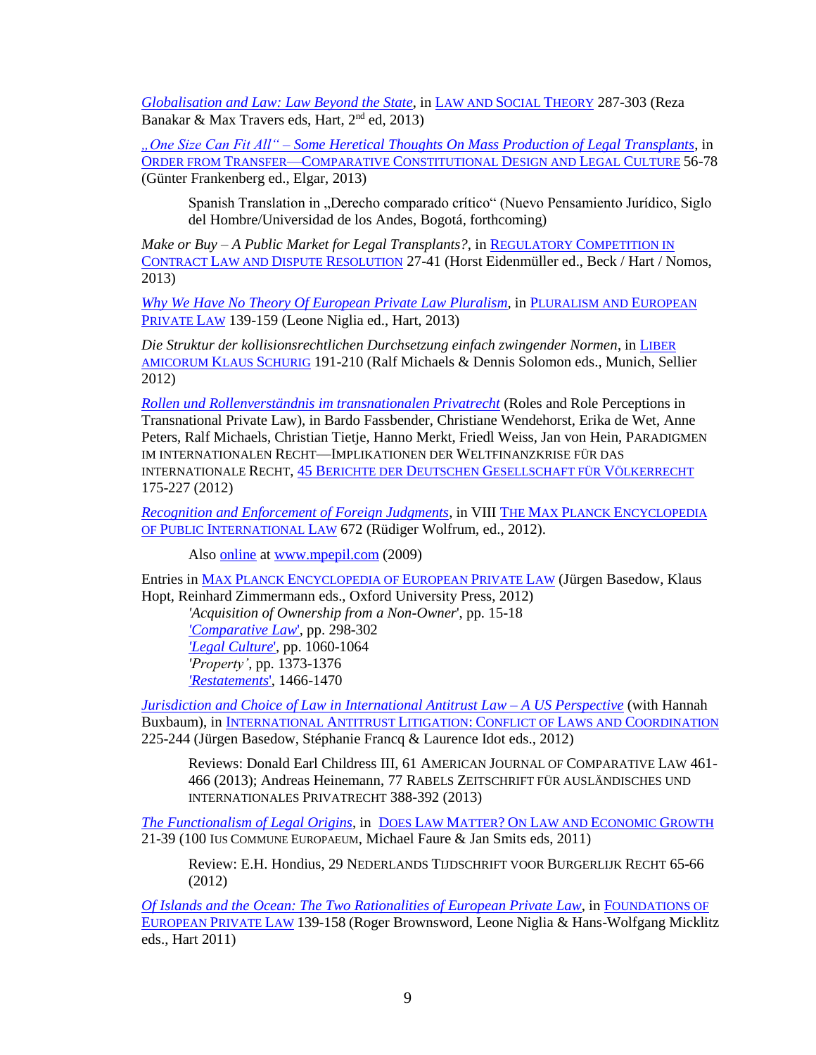*Globalisation and Law: Law Beyond the State*, in LAW AND SOCIAL THEORY 287-303 (Reza Banakar & Max Travers eds, Hart, 2nd ed, 2013)

*„One Size Can Fit All" – Some Heretical Thoughts On Mass Production of Legal Transplants*, in ORDER FROM TRANSFER—COMPARATIVE CONSTITUTIONAL DESIGN AND LEGAL CULTURE 56-78 (Günter Frankenberg ed., Elgar, 2013)

> Spanish Translation in „Derecho comparado crítico" (Nuevo Pensamiento Jurídico, Siglo del Hombre/Universidad de los Andes, Bogotá, forthcoming)

*Make or Buy – A Public Market for Legal Transplants?*, in REGULATORY COMPETITION IN CONTRACT LAW AND DISPUTE RESOLUTION 27-41 (Horst Eidenmüller ed., Beck / Hart / Nomos, 2013)

*Why We Have No Theory Of European Private Law Pluralism*, in PLURALISM AND EUROPEAN PRIVATE LAW 139-159 (Leone Niglia ed., Hart, 2013)

*Die Struktur der kollisionsrechtlichen Durchsetzung einfach zwingender Normen*, in LIBER AMICORUM KLAUS SCHURIG 191-210 (Ralf Michaels & Dennis Solomon eds., Munich, Sellier 2012)

*Rollen und Rollenverständnis im transnationalen Privatrecht* (Roles and Role Perceptions in Transnational Private Law), in Bardo Fassbender, Christiane Wendehorst, Erika de Wet, Anne Peters, Ralf Michaels, Christian Tietje, Hanno Merkt, Friedl Weiss, Jan von Hein, PARADIGMEN IM INTERNATIONALEN RECHT—IMPLIKATIONEN DER WELTFINANZKRISE FÜR DAS INTERNATIONALE RECHT, 45 BERICHTE DER DEUTSCHEN GESELLSCHAFT FÜR VÖLKERRECHT 175-227 (2012)

*Recognition and Enforcement of Foreign Judgments*, in VIII THE MAX PLANCK ENCYCLOPEDIA OF PUBLIC INTERNATIONAL LAW 672 (Rüdiger Wolfrum, ed., 2012).

> Also online at www.mpepil.com (2009)

Entries in MAX PLANCK ENCYCLOPEDIA OF EUROPEAN PRIVATE LAW (Jürgen Basedow, Klaus Hopt, Reinhard Zimmermann eds., Oxford University Press, 2012)

> *'Acquisition of Ownership from a Non-Owner'*, pp. 15-18
> *'Comparative Law'*, pp. 298-302
> *'Legal Culture'*, pp. 1060-1064
> *'Property'*, pp. 1373-1376
> *'Restatements'*, 1466-1470

*Jurisdiction and Choice of Law in International Antitrust Law – A US Perspective* (with Hannah Buxbaum), in INTERNATIONAL ANTITRUST LITIGATION: CONFLICT OF LAWS AND COORDINATION 225-244 (Jürgen Basedow, Stéphanie Francq & Laurence Idot eds., 2012)

> Reviews: Donald Earl Childress III, 61 AMERICAN JOURNAL OF COMPARATIVE LAW 461-466 (2013); Andreas Heinemann, 77 RABELS ZEITSCHRIFT FÜR AUSLÄNDISCHES UND INTERNATIONALES PRIVATRECHT 388-392 (2013)

*The Functionalism of Legal Origins*, in DOES LAW MATTER? ON LAW AND ECONOMIC GROWTH 21-39 (100 IUS COMMUNE EUROPAEUM, Michael Faure & Jan Smits eds, 2011)

> Review: E.H. Hondius, 29 NEDERLANDS TIJDSCHRIFT VOOR BURGERLIJK RECHT 65-66 (2012)

*Of Islands and the Ocean: The Two Rationalities of European Private Law*, in FOUNDATIONS OF EUROPEAN PRIVATE LAW 139-158 (Roger Brownsword, Leone Niglia & Hans-Wolfgang Micklitz eds., Hart 2011)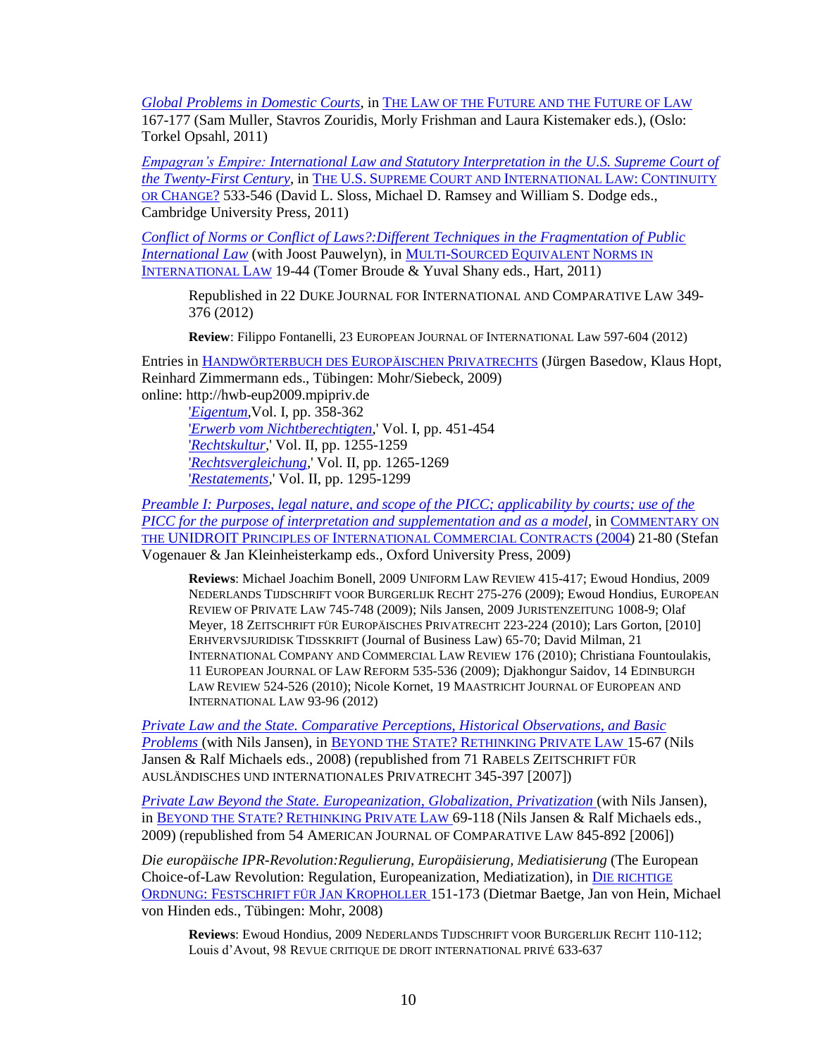*Global Problems in Domestic Courts*, in THE LAW OF THE FUTURE AND THE FUTURE OF LAW 167-177 (Sam Muller, Stavros Zouridis, Morly Frishman and Laura Kistemaker eds.), (Oslo: Torkel Opsahl, 2011)

*Empagran's Empire: International Law and Statutory Interpretation in the U.S. Supreme Court of the Twenty-First Century*, in THE U.S. SUPREME COURT AND INTERNATIONAL LAW: CONTINUITY OR CHANGE? 533-546 (David L. Sloss, Michael D. Ramsey and William S. Dodge eds., Cambridge University Press, 2011)

*Conflict of Norms or Conflict of Laws?:Different Techniques in the Fragmentation of Public International Law* (with Joost Pauwelyn), in MULTI-SOURCED EQUIVALENT NORMS IN INTERNATIONAL LAW 19-44 (Tomer Broude & Yuval Shany eds., Hart, 2011)

> Republished in 22 DUKE JOURNAL FOR INTERNATIONAL AND COMPARATIVE LAW 349-376 (2012)
>
> **Review**: Filippo Fontanelli, 23 EUROPEAN JOURNAL OF INTERNATIONAL Law 597-604 (2012)

Entries in HANDWÖRTERBUCH DES EUROPÄISCHEN PRIVATRECHTS (Jürgen Basedow, Klaus Hopt, Reinhard Zimmermann eds., Tübingen: Mohr/Siebeck, 2009)
online: http://hwb-eup2009.mpipriv.de

> '*Eigentum*,Vol. I, pp. 358-362
> '*Erwerb vom Nichtberechtigten*,' Vol. I, pp. 451-454
> '*Rechtskultur*,' Vol. II, pp. 1255-1259
> '*Rechtsvergleichung*,' Vol. II, pp. 1265-1269
> '*Restatements*,' Vol. II, pp. 1295-1299

*Preamble I: Purposes, legal nature, and scope of the PICC; applicability by courts; use of the PICC for the purpose of interpretation and supplementation and as a model*, in COMMENTARY ON THE UNIDROIT PRINCIPLES OF INTERNATIONAL COMMERCIAL CONTRACTS (2004) 21-80 (Stefan Vogenauer & Jan Kleinheisterkamp eds., Oxford University Press, 2009)

> **Reviews**: Michael Joachim Bonell, 2009 UNIFORM LAW REVIEW 415-417; Ewoud Hondius, 2009 NEDERLANDS TIJDSCHRIFT VOOR BURGERLIJK RECHT 275-276 (2009); Ewoud Hondius, EUROPEAN REVIEW OF PRIVATE LAW 745-748 (2009); Nils Jansen, 2009 JURISTENZEITUNG 1008-9; Olaf Meyer, 18 ZEITSCHRIFT FÜR EUROPÄISCHES PRIVATRECHT 223-224 (2010); Lars Gorton, [2010] ERHVERVSJURIDISK TIDSSKRIFT (Journal of Business Law) 65-70; David Milman, 21 INTERNATIONAL COMPANY AND COMMERCIAL LAW REVIEW 176 (2010); Christiana Fountoulakis, 11 EUROPEAN JOURNAL OF LAW REFORM 535-536 (2009); Djakhongur Saidov, 14 EDINBURGH LAW REVIEW 524-526 (2010); Nicole Kornet, 19 MAASTRICHT JOURNAL OF EUROPEAN AND INTERNATIONAL LAW 93-96 (2012)

*Private Law and the State. Comparative Perceptions, Historical Observations, and Basic Problems* (with Nils Jansen), in BEYOND THE STATE? RETHINKING PRIVATE LAW 15-67 (Nils Jansen & Ralf Michaels eds., 2008) (republished from 71 RABELS ZEITSCHRIFT FÜR AUSLÄNDISCHES UND INTERNATIONALES PRIVATRECHT 345-397 [2007])

*Private Law Beyond the State. Europeanization, Globalization, Privatization* (with Nils Jansen), in BEYOND THE STATE? RETHINKING PRIVATE LAW 69-118 (Nils Jansen & Ralf Michaels eds., 2009) (republished from 54 AMERICAN JOURNAL OF COMPARATIVE LAW 845-892 [2006])

*Die europäische IPR-Revolution:Regulierung, Europäisierung, Mediatisierung* (The European Choice-of-Law Revolution: Regulation, Europeanization, Mediatization), in DIE RICHTIGE ORDNUNG: FESTSCHRIFT FÜR JAN KROPHOLLER 151-173 (Dietmar Baetge, Jan von Hein, Michael von Hinden eds., Tübingen: Mohr, 2008)

> **Reviews**: Ewoud Hondius, 2009 NEDERLANDS TIJDSCHRIFT VOOR BURGERLIJK RECHT 110-112; Louis d'Avout, 98 REVUE CRITIQUE DE DROIT INTERNATIONAL PRIVÉ 633-637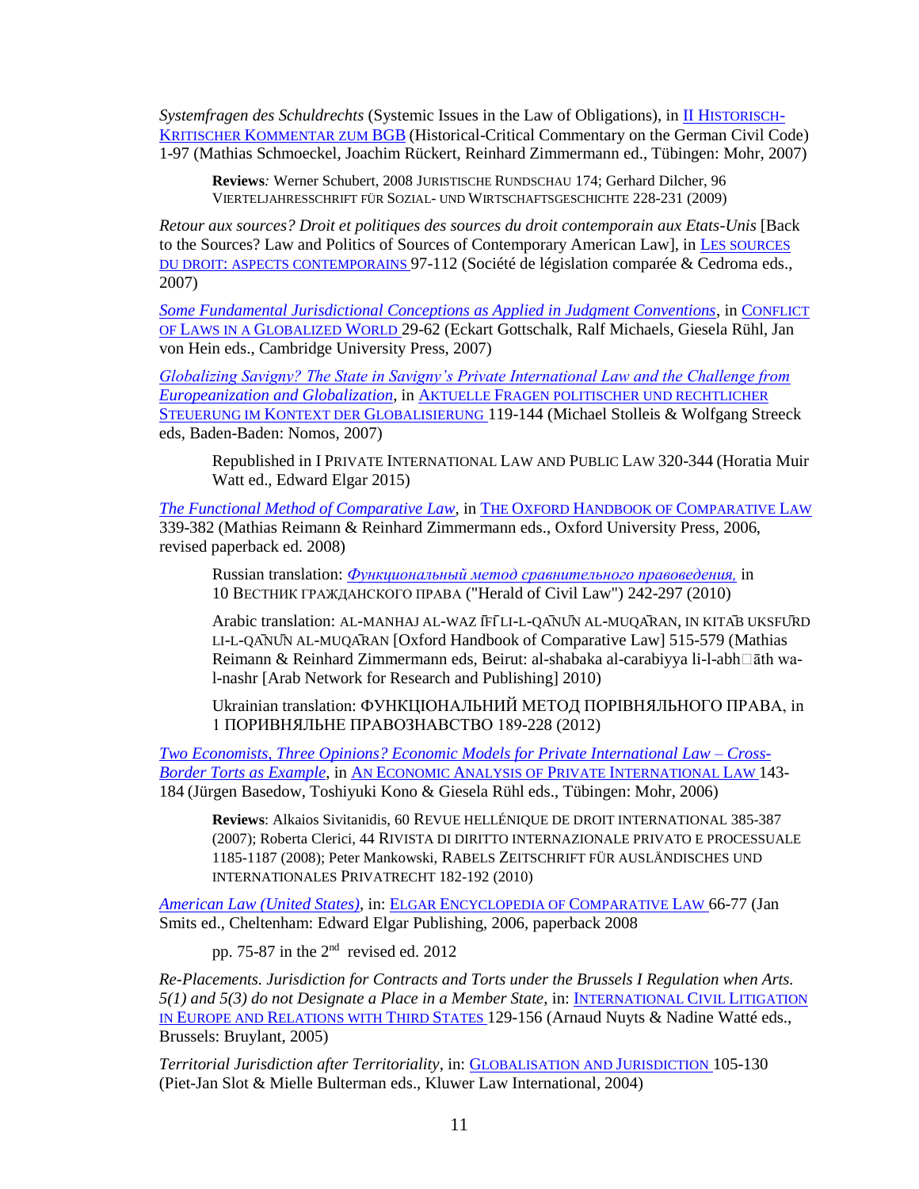*Systemfragen des Schuldrechts* (Systemic Issues in the Law of Obligations), in II HISTORISCH-KRITISCHER KOMMENTAR ZUM BGB (Historical-Critical Commentary on the German Civil Code) 1-97 (Mathias Schmoeckel, Joachim Rückert, Reinhard Zimmermann ed., Tübingen: Mohr, 2007)

> **Reviews***:* Werner Schubert, 2008 JURISTISCHE RUNDSCHAU 174; Gerhard Dilcher, 96 VIERTELJAHRESSCHRIFT FÜR SOZIAL- UND WIRTSCHAFTSGESCHICHTE 228-231 (2009)

*Retour aux sources? Droit et politiques des sources du droit contemporain aux Etats-Unis* [Back to the Sources? Law and Politics of Sources of Contemporary American Law], in LES SOURCES DU DROIT: ASPECTS CONTEMPORAINS 97-112 (Société de législation comparée & Cedroma eds., 2007)

*Some Fundamental Jurisdictional Conceptions as Applied in Judgment Conventions*, in CONFLICT OF LAWS IN A GLOBALIZED WORLD 29-62 (Eckart Gottschalk, Ralf Michaels, Giesela Rühl, Jan von Hein eds., Cambridge University Press, 2007)

*Globalizing Savigny? The State in Savigny's Private International Law and the Challenge from Europeanization and Globalization*, in AKTUELLE FRAGEN POLITISCHER UND RECHTLICHER STEUERUNG IM KONTEXT DER GLOBALISIERUNG 119-144 (Michael Stolleis & Wolfgang Streeck eds, Baden-Baden: Nomos, 2007)

> Republished in I PRIVATE INTERNATIONAL LAW AND PUBLIC LAW 320-344 (Horatia Muir Watt ed., Edward Elgar 2015)

*The Functional Method of Comparative Law*, in THE OXFORD HANDBOOK OF COMPARATIVE LAW 339-382 (Mathias Reimann & Reinhard Zimmermann eds., Oxford University Press, 2006, revised paperback ed. 2008)

> Russian translation: *Функциональный метод сравнительного правоведения,* in 10 ВЕСТНИК ГРАЖДАНСКОГО ПРАВА ("Herald of Civil Law") 242-297 (2010)
>
> Arabic translation: AL-MANHAJ AL-WAZ ĪFĪ LI-L-QĀNŪN AL-MUQĀRAN, IN KITĀB UKSFŪRD LI-L-QĀNŪN AL-MUQĀRAN [Oxford Handbook of Comparative Law] 515-579 (Mathias Reimann & Reinhard Zimmermann eds, Beirut: al-shabaka al-carabiyya li-l-abhāth wa-l-nashr [Arab Network for Research and Publishing] 2010)
>
> Ukrainian translation: ФУНКЦІОНАЛЬНИЙ МЕТОД ПОРІВНЯЛЬНОГО ПРАВА, in 1 ПОРИВНЯЛЬНЕ ПРАВОЗНАВСТВО 189-228 (2012)

*Two Economists, Three Opinions? Economic Models for Private International Law – Cross-Border Torts as Example*, in AN ECONOMIC ANALYSIS OF PRIVATE INTERNATIONAL LAW 143-184 (Jürgen Basedow, Toshiyuki Kono & Giesela Rühl eds., Tübingen: Mohr, 2006)

> **Reviews**: Alkaios Sivitanidis, 60 REVUE HELLÉNIQUE DE DROIT INTERNATIONAL 385-387 (2007); Roberta Clerici, 44 RIVISTA DI DIRITTO INTERNAZIONALE PRIVATO E PROCESSUALE 1185-1187 (2008); Peter Mankowski, RABELS ZEITSCHRIFT FÜR AUSLÄNDISCHES UND INTERNATIONALES PRIVATRECHT 182-192 (2010)

*American Law (United States)*, in: ELGAR ENCYCLOPEDIA OF COMPARATIVE LAW 66-77 (Jan Smits ed., Cheltenham: Edward Elgar Publishing, 2006, paperback 2008

> pp. 75-87 in the 2nd revised ed. 2012

*Re-Placements. Jurisdiction for Contracts and Torts under the Brussels I Regulation when Arts. 5(1) and 5(3) do not Designate a Place in a Member State*, in: INTERNATIONAL CIVIL LITIGATION IN EUROPE AND RELATIONS WITH THIRD STATES 129-156 (Arnaud Nuyts & Nadine Watté eds., Brussels: Bruylant, 2005)

*Territorial Jurisdiction after Territoriality*, in: GLOBALISATION AND JURISDICTION 105-130 (Piet-Jan Slot & Mielle Bulterman eds., Kluwer Law International, 2004)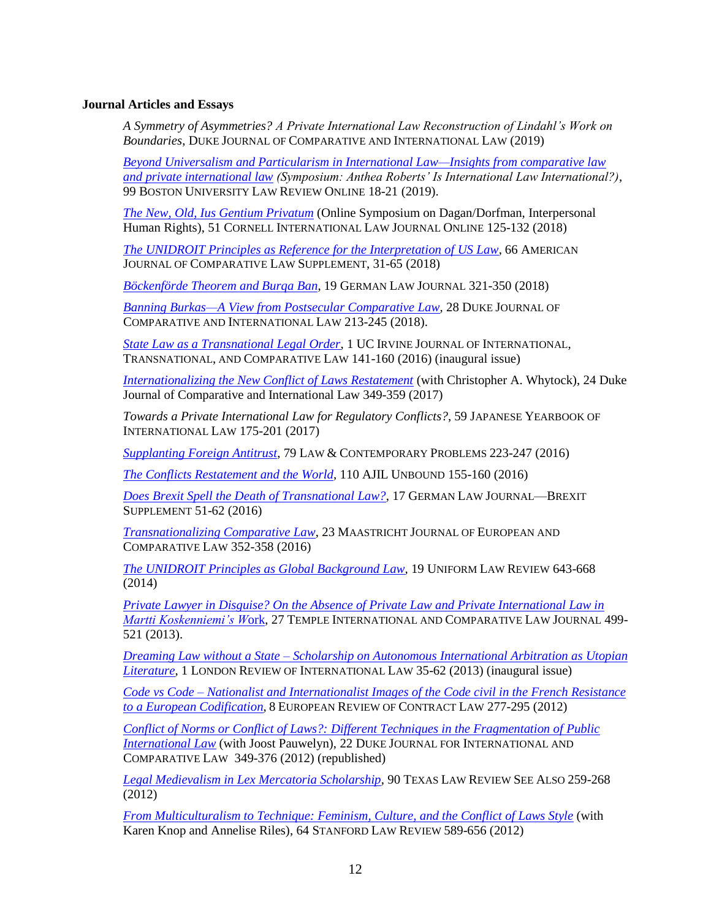**Journal Articles and Essays**

*A Symmetry of Asymmetries? A Private International Law Reconstruction of Lindahl's Work on Boundaries*, DUKE JOURNAL OF COMPARATIVE AND INTERNATIONAL LAW (2019)

*Beyond Universalism and Particularism in International Law—Insights from comparative law and private international law (Symposium: Anthea Roberts' Is International Law International?)*, 99 BOSTON UNIVERSITY LAW REVIEW ONLINE 18-21 (2019).

*The New, Old, Ius Gentium Privatum* (Online Symposium on Dagan/Dorfman, Interpersonal Human Rights), 51 CORNELL INTERNATIONAL LAW JOURNAL ONLINE 125-132 (2018)

*The UNIDROIT Principles as Reference for the Interpretation of US Law*, 66 AMERICAN JOURNAL OF COMPARATIVE LAW SUPPLEMENT, 31-65 (2018)

*Böckenförde Theorem and Burqa Ban*, 19 GERMAN LAW JOURNAL 321-350 (2018)

*Banning Burkas—A View from Postsecular Comparative Law*, 28 DUKE JOURNAL OF COMPARATIVE AND INTERNATIONAL LAW 213-245 (2018).

*State Law as a Transnational Legal Order*, 1 UC IRVINE JOURNAL OF INTERNATIONAL, TRANSNATIONAL, AND COMPARATIVE LAW 141-160 (2016) (inaugural issue)

*Internationalizing the New Conflict of Laws Restatement* (with Christopher A. Whytock), 24 Duke Journal of Comparative and International Law 349-359 (2017)

*Towards a Private International Law for Regulatory Conflicts?*, 59 JAPANESE YEARBOOK OF INTERNATIONAL LAW 175-201 (2017)

*Supplanting Foreign Antitrust*, 79 LAW & CONTEMPORARY PROBLEMS 223-247 (2016)

*The Conflicts Restatement and the World*, 110 AJIL UNBOUND 155-160 (2016)

*Does Brexit Spell the Death of Transnational Law?*, 17 GERMAN LAW JOURNAL—BREXIT SUPPLEMENT 51-62 (2016)

*Transnationalizing Comparative Law*, 23 MAASTRICHT JOURNAL OF EUROPEAN AND COMPARATIVE LAW 352-358 (2016)

*The UNIDROIT Principles as Global Background Law*, 19 UNIFORM LAW REVIEW 643-668 (2014)

*Private Lawyer in Disguise? On the Absence of Private Law and Private International Law in Martti Koskenniemi's Work*, 27 TEMPLE INTERNATIONAL AND COMPARATIVE LAW JOURNAL 499-521 (2013).

*Dreaming Law without a State – Scholarship on Autonomous International Arbitration as Utopian Literature*, 1 LONDON REVIEW OF INTERNATIONAL LAW 35-62 (2013) (inaugural issue)

*Code vs Code – Nationalist and Internationalist Images of the Code civil in the French Resistance to a European Codification*, 8 EUROPEAN REVIEW OF CONTRACT LAW 277-295 (2012)

*Conflict of Norms or Conflict of Laws?: Different Techniques in the Fragmentation of Public International Law* (with Joost Pauwelyn), 22 DUKE JOURNAL FOR INTERNATIONAL AND COMPARATIVE LAW 349-376 (2012) (republished)

*Legal Medievalism in Lex Mercatoria Scholarship*, 90 TEXAS LAW REVIEW SEE ALSO 259-268 (2012)

*From Multiculturalism to Technique: Feminism, Culture, and the Conflict of Laws Style* (with Karen Knop and Annelise Riles), 64 STANFORD LAW REVIEW 589-656 (2012)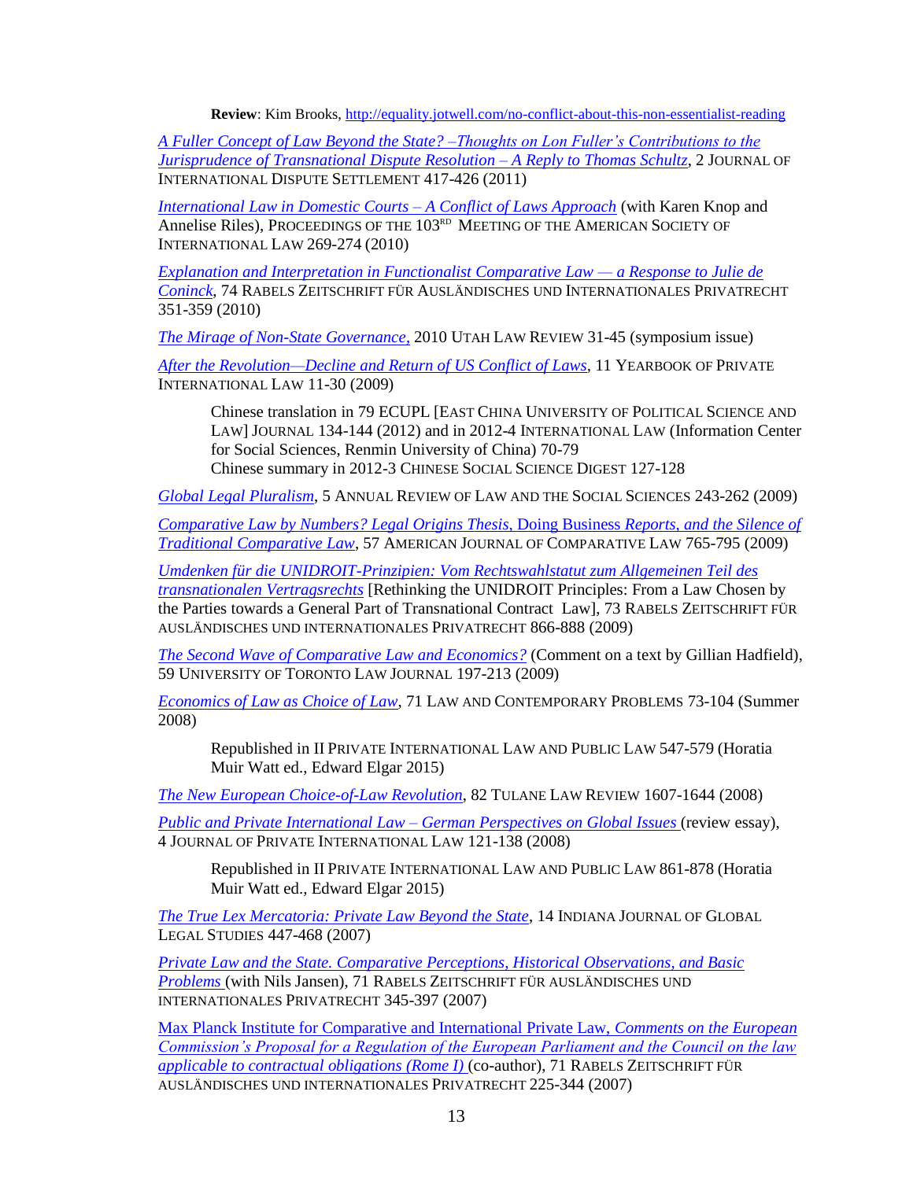**Review**: Kim Brooks, http://equality.jotwell.com/no-conflict-about-this-non-essentialist-reading

*A Fuller Concept of Law Beyond the State? –Thoughts on Lon Fuller's Contributions to the Jurisprudence of Transnational Dispute Resolution – A Reply to Thomas Schultz*, 2 JOURNAL OF INTERNATIONAL DISPUTE SETTLEMENT 417-426 (2011)

*International Law in Domestic Courts – A Conflict of Laws Approach* (with Karen Knop and Annelise Riles), PROCEEDINGS OF THE 103RD MEETING OF THE AMERICAN SOCIETY OF INTERNATIONAL LAW 269-274 (2010)

*Explanation and Interpretation in Functionalist Comparative Law — a Response to Julie de Coninck*, 74 RABELS ZEITSCHRIFT FÜR AUSLÄNDISCHES UND INTERNATIONALES PRIVATRECHT 351-359 (2010)

*The Mirage of Non-State Governance*, 2010 UTAH LAW REVIEW 31-45 (symposium issue)

*After the Revolution—Decline and Return of US Conflict of Laws*, 11 YEARBOOK OF PRIVATE INTERNATIONAL LAW 11-30 (2009)

> Chinese translation in 79 ECUPL [EAST CHINA UNIVERSITY OF POLITICAL SCIENCE AND LAW] JOURNAL 134-144 (2012) and in 2012-4 INTERNATIONAL LAW (Information Center for Social Sciences, Renmin University of China) 70-79
> Chinese summary in 2012-3 CHINESE SOCIAL SCIENCE DIGEST 127-128

*Global Legal Pluralism*, 5 ANNUAL REVIEW OF LAW AND THE SOCIAL SCIENCES 243-262 (2009)

*Comparative Law by Numbers? Legal Origins Thesis,* Doing Business *Reports, and the Silence of Traditional Comparative Law*, 57 AMERICAN JOURNAL OF COMPARATIVE LAW 765-795 (2009)

*Umdenken für die UNIDROIT-Prinzipien: Vom Rechtswahlstatut zum Allgemeinen Teil des transnationalen Vertragsrechts* [Rethinking the UNIDROIT Principles: From a Law Chosen by the Parties towards a General Part of Transnational Contract Law], 73 RABELS ZEITSCHRIFT FÜR AUSLÄNDISCHES UND INTERNATIONALES PRIVATRECHT 866-888 (2009)

*The Second Wave of Comparative Law and Economics?* (Comment on a text by Gillian Hadfield), 59 UNIVERSITY OF TORONTO LAW JOURNAL 197-213 (2009)

*Economics of Law as Choice of Law*, 71 LAW AND CONTEMPORARY PROBLEMS 73-104 (Summer 2008)

> Republished in II PRIVATE INTERNATIONAL LAW AND PUBLIC LAW 547-579 (Horatia Muir Watt ed., Edward Elgar 2015)

*The New European Choice-of-Law Revolution*, 82 TULANE LAW REVIEW 1607-1644 (2008)

*Public and Private International Law – German Perspectives on Global Issues* (review essay), 4 JOURNAL OF PRIVATE INTERNATIONAL LAW 121-138 (2008)

> Republished in II PRIVATE INTERNATIONAL LAW AND PUBLIC LAW 861-878 (Horatia Muir Watt ed., Edward Elgar 2015)

*The True Lex Mercatoria: Private Law Beyond the State*, 14 INDIANA JOURNAL OF GLOBAL LEGAL STUDIES 447-468 (2007)

*Private Law and the State. Comparative Perceptions, Historical Observations, and Basic Problems* (with Nils Jansen), 71 RABELS ZEITSCHRIFT FÜR AUSLÄNDISCHES UND INTERNATIONALES PRIVATRECHT 345-397 (2007)

Max Planck Institute for Comparative and International Private Law, *Comments on the European Commission's Proposal for a Regulation of the European Parliament and the Council on the law applicable to contractual obligations (Rome I)* (co-author), 71 RABELS ZEITSCHRIFT FÜR AUSLÄNDISCHES UND INTERNATIONALES PRIVATRECHT 225-344 (2007)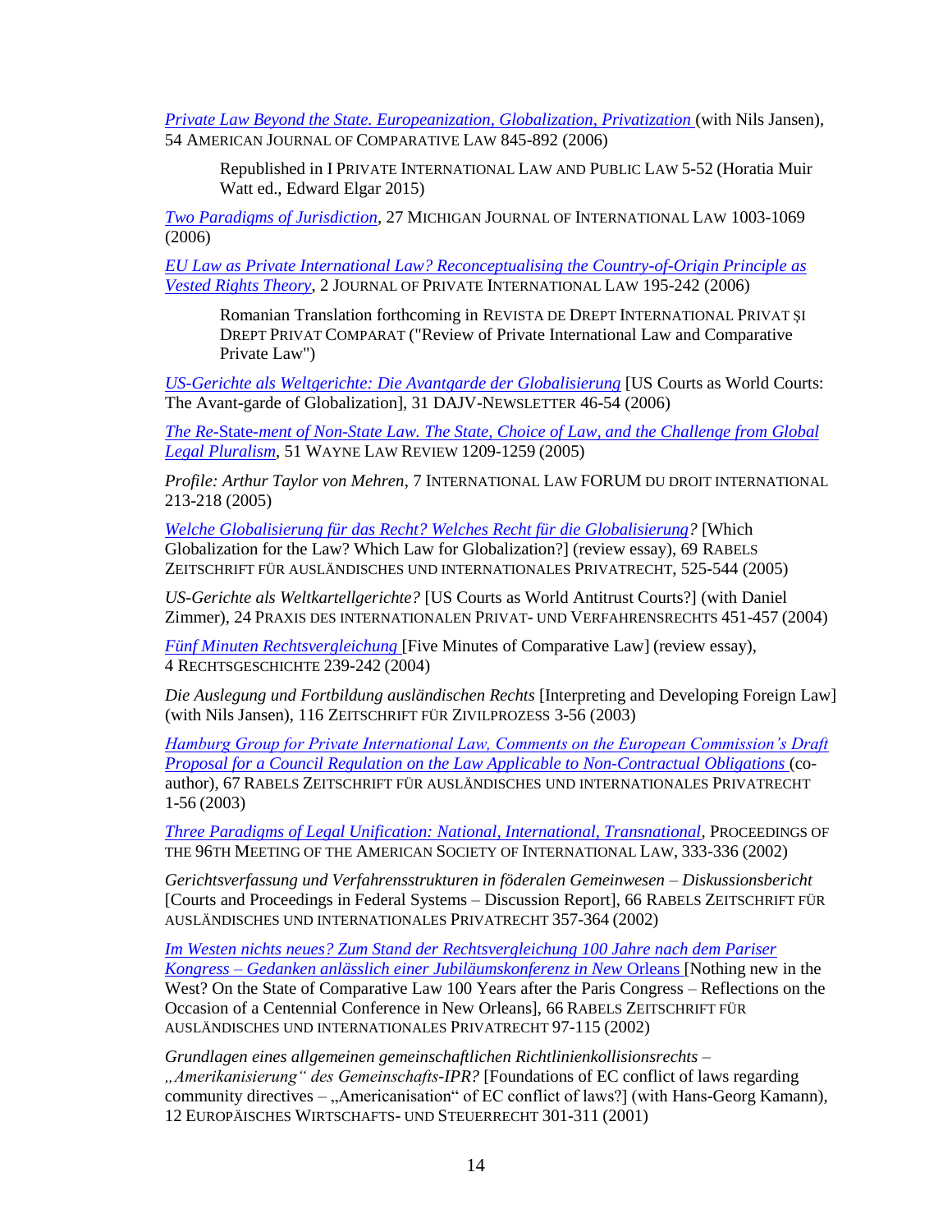*Private Law Beyond the State. Europeanization, Globalization, Privatization* (with Nils Jansen), 54 AMERICAN JOURNAL OF COMPARATIVE LAW 845-892 (2006)

> Republished in I PRIVATE INTERNATIONAL LAW AND PUBLIC LAW 5-52 (Horatia Muir Watt ed., Edward Elgar 2015)

*Two Paradigms of Jurisdiction*, 27 MICHIGAN JOURNAL OF INTERNATIONAL LAW 1003-1069 (2006)

*EU Law as Private International Law? Reconceptualising the Country-of-Origin Principle as Vested Rights Theory*, 2 JOURNAL OF PRIVATE INTERNATIONAL LAW 195-242 (2006)

> Romanian Translation forthcoming in REVISTA DE DREPT INTERNATIONAL PRIVAT ŞI DREPT PRIVAT COMPARAT ("Review of Private International Law and Comparative Private Law")

*US-Gerichte als Weltgerichte: Die Avantgarde der Globalisierung* [US Courts as World Courts: The Avant-garde of Globalization], 31 DAJV-NEWSLETTER 46-54 (2006)

*The Re-*State*-ment of Non-State Law. The State, Choice of Law, and the Challenge from Global Legal Pluralism*, 51 WAYNE LAW REVIEW 1209-1259 (2005)

*Profile: Arthur Taylor von Mehren*, 7 INTERNATIONAL LAW FORUM DU DROIT INTERNATIONAL 213-218 (2005)

*Welche Globalisierung für das Recht? Welches Recht für die Globalisierung?* [Which Globalization for the Law? Which Law for Globalization?] (review essay), 69 RABELS ZEITSCHRIFT FÜR AUSLÄNDISCHES UND INTERNATIONALES PRIVATRECHT, 525-544 (2005)

*US-Gerichte als Weltkartellgerichte?* [US Courts as World Antitrust Courts?] (with Daniel Zimmer), 24 PRAXIS DES INTERNATIONALEN PRIVAT- UND VERFAHRENSRECHTS 451-457 (2004)

*Fünf Minuten Rechtsvergleichung* [Five Minutes of Comparative Law] (review essay), 4 RECHTSGESCHICHTE 239-242 (2004)

*Die Auslegung und Fortbildung ausländischen Rechts* [Interpreting and Developing Foreign Law] (with Nils Jansen), 116 ZEITSCHRIFT FÜR ZIVILPROZESS 3-56 (2003)

*Hamburg Group for Private International Law, Comments on the European Commission's Draft Proposal for a Council Regulation on the Law Applicable to Non-Contractual Obligations* (co-author), 67 RABELS ZEITSCHRIFT FÜR AUSLÄNDISCHES UND INTERNATIONALES PRIVATRECHT 1-56 (2003)

*Three Paradigms of Legal Unification: National, International, Transnational*, PROCEEDINGS OF THE 96TH MEETING OF THE AMERICAN SOCIETY OF INTERNATIONAL LAW, 333-336 (2002)

*Gerichtsverfassung und Verfahrensstrukturen in föderalen Gemeinwesen – Diskussionsbericht* [Courts and Proceedings in Federal Systems – Discussion Report], 66 RABELS ZEITSCHRIFT FÜR AUSLÄNDISCHES UND INTERNATIONALES PRIVATRECHT 357-364 (2002)

*Im Westen nichts neues? Zum Stand der Rechtsvergleichung 100 Jahre nach dem Pariser Kongress – Gedanken anlässlich einer Jubiläumskonferenz in New Orleans* [Nothing new in the West? On the State of Comparative Law 100 Years after the Paris Congress – Reflections on the Occasion of a Centennial Conference in New Orleans], 66 RABELS ZEITSCHRIFT FÜR AUSLÄNDISCHES UND INTERNATIONALES PRIVATRECHT 97-115 (2002)

*Grundlagen eines allgemeinen gemeinschaftlichen Richtlinienkollisionsrechts – „Amerikanisierung" des Gemeinschafts-IPR?* [Foundations of EC conflict of laws regarding community directives – „Americanisation" of EC conflict of laws?] (with Hans-Georg Kamann), 12 EUROPÄISCHES WIRTSCHAFTS- UND STEUERRECHT 301-311 (2001)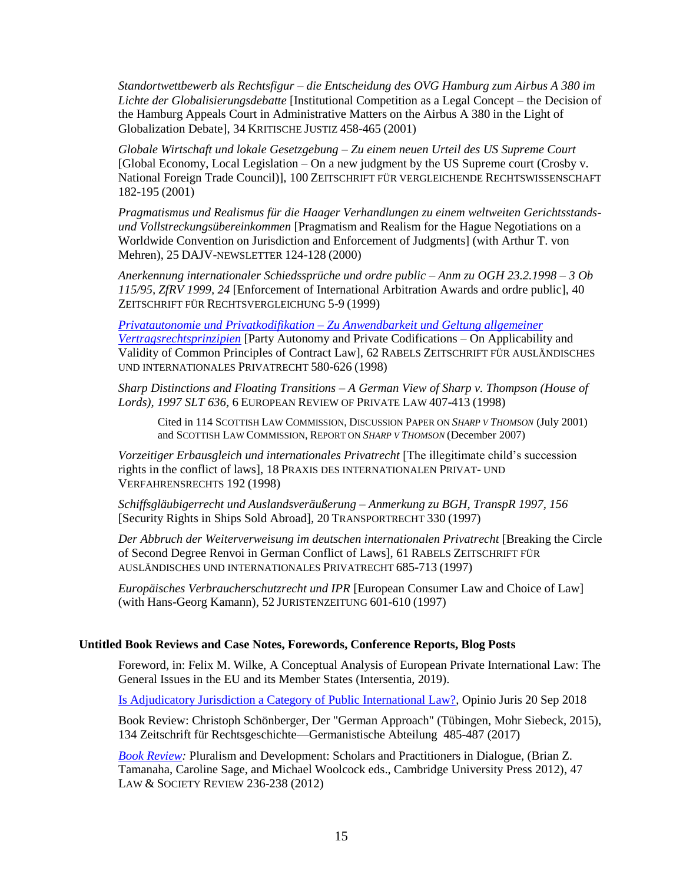*Standortwettbewerb als Rechtsfigur – die Entscheidung des OVG Hamburg zum Airbus A 380 im Lichte der Globalisierungsdebatte* [Institutional Competition as a Legal Concept – the Decision of the Hamburg Appeals Court in Administrative Matters on the Airbus A 380 in the Light of Globalization Debate], 34 KRITISCHE JUSTIZ 458-465 (2001)

*Globale Wirtschaft und lokale Gesetzgebung – Zu einem neuen Urteil des US Supreme Court* [Global Economy, Local Legislation – On a new judgment by the US Supreme court (Crosby v. National Foreign Trade Council)], 100 ZEITSCHRIFT FÜR VERGLEICHENDE RECHTSWISSENSCHAFT 182-195 (2001)

*Pragmatismus und Realismus für die Haager Verhandlungen zu einem weltweiten Gerichtsstands- und Vollstreckungsübereinkommen* [Pragmatism and Realism for the Hague Negotiations on a Worldwide Convention on Jurisdiction and Enforcement of Judgments] (with Arthur T. von Mehren), 25 DAJV-NEWSLETTER 124-128 (2000)

*Anerkennung internationaler Schiedssprüche und ordre public – Anm zu OGH 23.2.1998 – 3 Ob 115/95, ZfRV 1999, 24* [Enforcement of International Arbitration Awards and ordre public], 40 ZEITSCHRIFT FÜR RECHTSVERGLEICHUNG 5-9 (1999)

*Privatautonomie und Privatkodifikation – Zu Anwendbarkeit und Geltung allgemeiner Vertragsrechtsprinzipien* [Party Autonomy and Private Codifications – On Applicability and Validity of Common Principles of Contract Law], 62 RABELS ZEITSCHRIFT FÜR AUSLÄNDISCHES UND INTERNATIONALES PRIVATRECHT 580-626 (1998)

*Sharp Distinctions and Floating Transitions – A German View of Sharp v. Thompson (House of Lords), 1997 SLT 636*, 6 EUROPEAN REVIEW OF PRIVATE LAW 407-413 (1998)

> Cited in 114 SCOTTISH LAW COMMISSION, DISCUSSION PAPER ON *SHARP V THOMSON* (July 2001) and SCOTTISH LAW COMMISSION, REPORT ON *SHARP V THOMSON* (December 2007)

*Vorzeitiger Erbausgleich und internationales Privatrecht* [The illegitimate child's succession rights in the conflict of laws], 18 PRAXIS DES INTERNATIONALEN PRIVAT- UND VERFAHRENSRECHTS 192 (1998)

*Schiffsgläubigerrecht und Auslandsveräußerung – Anmerkung zu BGH, TranspR 1997, 156* [Security Rights in Ships Sold Abroad], 20 TRANSPORTRECHT 330 (1997)

*Der Abbruch der Weiterverweisung im deutschen internationalen Privatrecht* [Breaking the Circle of Second Degree Renvoi in German Conflict of Laws], 61 RABELS ZEITSCHRIFT FÜR AUSLÄNDISCHES UND INTERNATIONALES PRIVATRECHT 685-713 (1997)

*Europäisches Verbraucherschutzrecht und IPR* [European Consumer Law and Choice of Law] (with Hans-Georg Kamann), 52 JURISTENZEITUNG 601-610 (1997)

**Untitled Book Reviews and Case Notes, Forewords, Conference Reports, Blog Posts**

Foreword, in: Felix M. Wilke, A Conceptual Analysis of European Private International Law: The General Issues in the EU and its Member States (Intersentia, 2019).

Is Adjudicatory Jurisdiction a Category of Public International Law?, Opinio Juris 20 Sep 2018

Book Review: Christoph Schönberger, Der "German Approach" (Tübingen, Mohr Siebeck, 2015), 134 Zeitschrift für Rechtsgeschichte—Germanistische Abteilung 485-487 (2017)

*Book Review:* Pluralism and Development: Scholars and Practitioners in Dialogue, (Brian Z. Tamanaha, Caroline Sage, and Michael Woolcock eds., Cambridge University Press 2012), 47 LAW & SOCIETY REVIEW 236-238 (2012)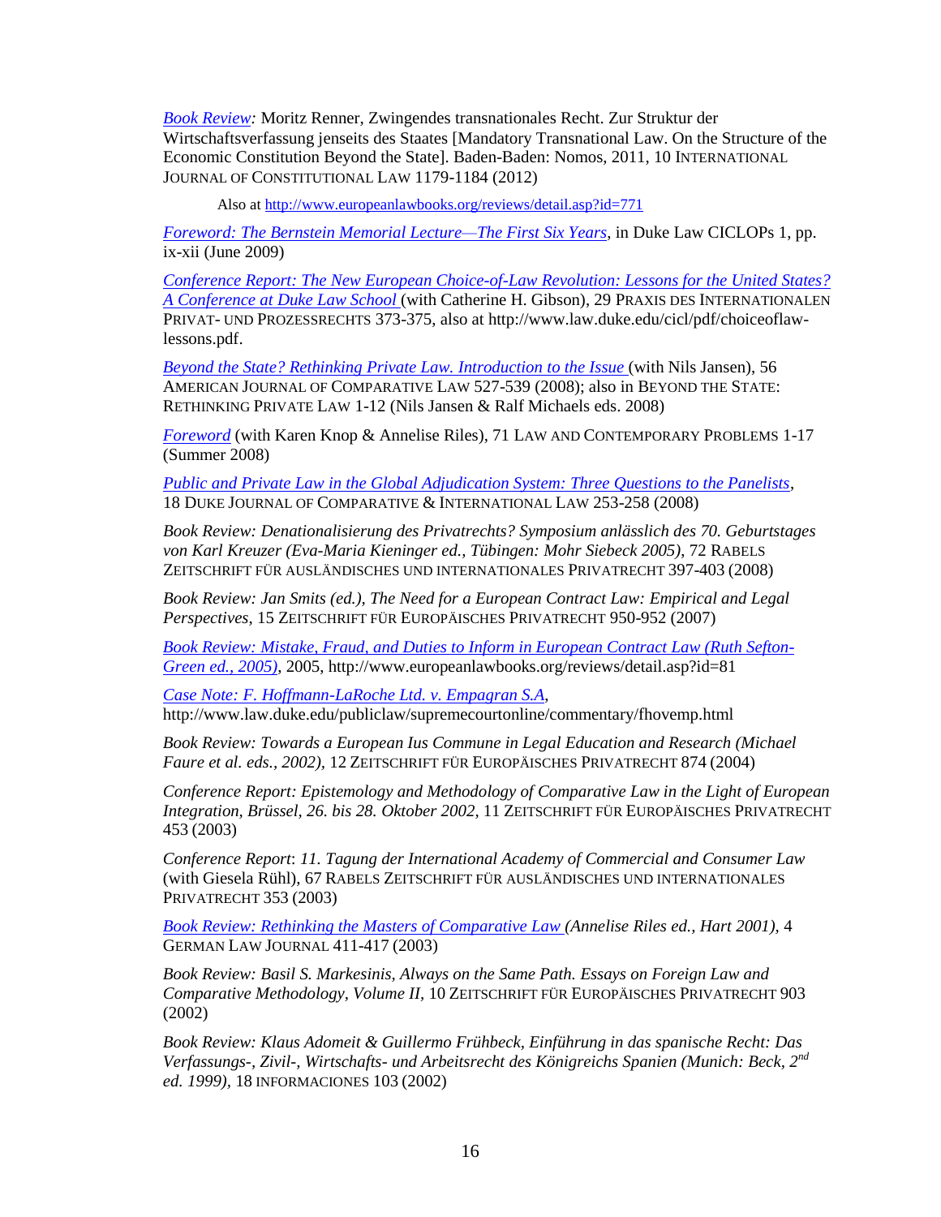*Book Review:* Moritz Renner, Zwingendes transnationales Recht. Zur Struktur der Wirtschaftsverfassung jenseits des Staates [Mandatory Transnational Law. On the Structure of the Economic Constitution Beyond the State]. Baden-Baden: Nomos, 2011, 10 INTERNATIONAL JOURNAL OF CONSTITUTIONAL LAW 1179-1184 (2012)

Also at http://www.europeanlawbooks.org/reviews/detail.asp?id=771

*Foreword: The Bernstein Memorial Lecture—The First Six Years*, in Duke Law CICLOPs 1, pp. ix-xii (June 2009)

*Conference Report: The New European Choice-of-Law Revolution: Lessons for the United States? A Conference at Duke Law School* (with Catherine H. Gibson), 29 PRAXIS DES INTERNATIONALEN PRIVAT- UND PROZESSRECHTS 373-375, also at http://www.law.duke.edu/cicl/pdf/choiceoflaw-lessons.pdf.

*Beyond the State? Rethinking Private Law. Introduction to the Issue* (with Nils Jansen), 56 AMERICAN JOURNAL OF COMPARATIVE LAW 527-539 (2008); also in BEYOND THE STATE: RETHINKING PRIVATE LAW 1-12 (Nils Jansen & Ralf Michaels eds. 2008)

*Foreword* (with Karen Knop & Annelise Riles), 71 LAW AND CONTEMPORARY PROBLEMS 1-17 (Summer 2008)

*Public and Private Law in the Global Adjudication System: Three Questions to the Panelists*, 18 DUKE JOURNAL OF COMPARATIVE & INTERNATIONAL LAW 253-258 (2008)

*Book Review: Denationalisierung des Privatrechts? Symposium anlässlich des 70. Geburtstages von Karl Kreuzer (Eva-Maria Kieninger ed., Tübingen: Mohr Siebeck 2005)*, 72 RABELS ZEITSCHRIFT FÜR AUSLÄNDISCHES UND INTERNATIONALES PRIVATRECHT 397-403 (2008)

*Book Review: Jan Smits (ed.), The Need for a European Contract Law: Empirical and Legal Perspectives*, 15 ZEITSCHRIFT FÜR EUROPÄISCHES PRIVATRECHT 950-952 (2007)

*Book Review: Mistake, Fraud, and Duties to Inform in European Contract Law (Ruth Sefton-Green ed., 2005)*, 2005, http://www.europeanlawbooks.org/reviews/detail.asp?id=81

*Case Note: F. Hoffmann-LaRoche Ltd. v. Empagran S.A*, http://www.law.duke.edu/publiclaw/supremecourtonline/commentary/fhovemp.html

*Book Review: Towards a European Ius Commune in Legal Education and Research (Michael Faure et al. eds., 2002)*, 12 ZEITSCHRIFT FÜR EUROPÄISCHES PRIVATRECHT 874 (2004)

*Conference Report: Epistemology and Methodology of Comparative Law in the Light of European Integration, Brüssel, 26. bis 28. Oktober 2002*, 11 ZEITSCHRIFT FÜR EUROPÄISCHES PRIVATRECHT 453 (2003)

*Conference Report*: *11. Tagung der International Academy of Commercial and Consumer Law* (with Giesela Rühl), 67 RABELS ZEITSCHRIFT FÜR AUSLÄNDISCHES UND INTERNATIONALES PRIVATRECHT 353 (2003)

*Book Review: Rethinking the Masters of Comparative Law (Annelise Riles ed., Hart 2001)*, 4 GERMAN LAW JOURNAL 411-417 (2003)

*Book Review: Basil S. Markesinis, Always on the Same Path. Essays on Foreign Law and Comparative Methodology, Volume II*, 10 ZEITSCHRIFT FÜR EUROPÄISCHES PRIVATRECHT 903 (2002)

*Book Review: Klaus Adomeit & Guillermo Frühbeck, Einführung in das spanische Recht: Das Verfassungs-, Zivil-, Wirtschafts- und Arbeitsrecht des Königreichs Spanien (Munich: Beck, 2nd ed. 1999)*, 18 INFORMACIONES 103 (2002)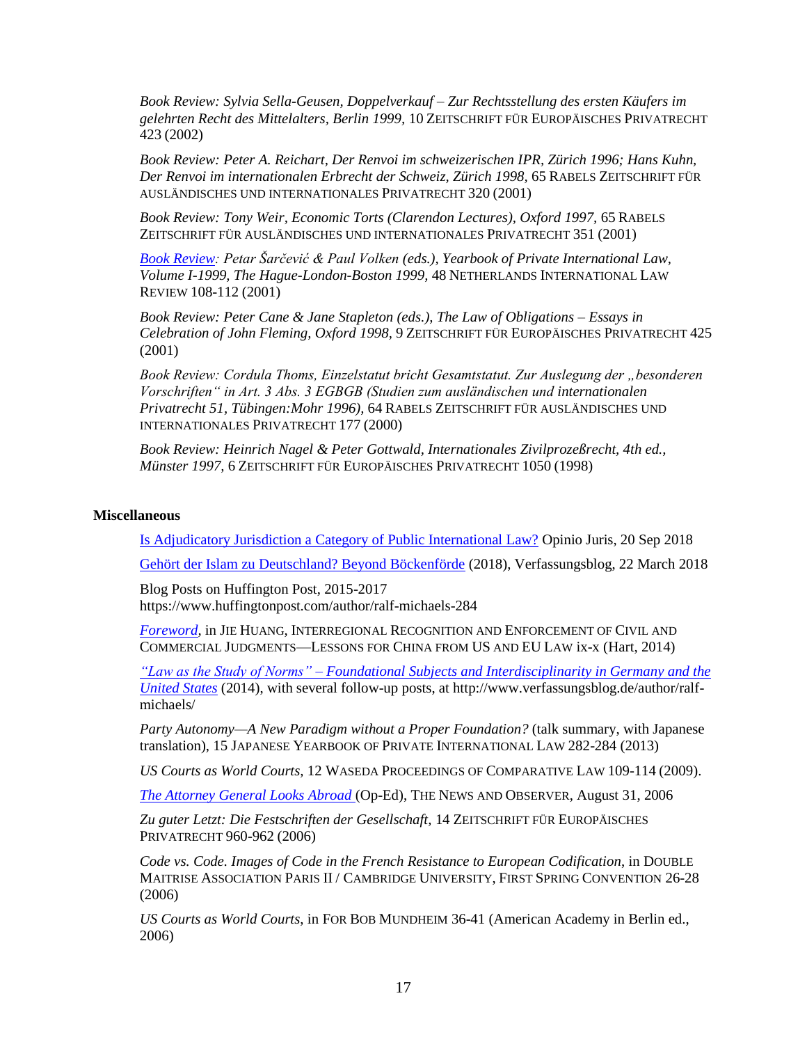*Book Review: Sylvia Sella-Geusen, Doppelverkauf – Zur Rechtsstellung des ersten Käufers im gelehrten Recht des Mittelalters, Berlin 1999,* 10 ZEITSCHRIFT FÜR EUROPÄISCHES PRIVATRECHT 423 (2002)

*Book Review: Peter A. Reichart, Der Renvoi im schweizerischen IPR, Zürich 1996; Hans Kuhn, Der Renvoi im internationalen Erbrecht der Schweiz, Zürich 1998,* 65 RABELS ZEITSCHRIFT FÜR AUSLÄNDISCHES UND INTERNATIONALES PRIVATRECHT 320 (2001)

*Book Review: Tony Weir, Economic Torts (Clarendon Lectures), Oxford 1997,* 65 RABELS ZEITSCHRIFT FÜR AUSLÄNDISCHES UND INTERNATIONALES PRIVATRECHT 351 (2001)

*Book Review: Petar Šarčević & Paul Volken (eds.), Yearbook of Private International Law, Volume I-1999, The Hague-London-Boston 1999,* 48 NETHERLANDS INTERNATIONAL LAW REVIEW 108-112 (2001)

*Book Review: Peter Cane & Jane Stapleton (eds.), The Law of Obligations – Essays in Celebration of John Fleming, Oxford 1998,* 9 ZEITSCHRIFT FÜR EUROPÄISCHES PRIVATRECHT 425 (2001)

*Book Review: Cordula Thoms, Einzelstatut bricht Gesamtstatut. Zur Auslegung der „besonderen Vorschriften" in Art. 3 Abs. 3 EGBGB (Studien zum ausländischen und internationalen Privatrecht 51, Tübingen:Mohr 1996),* 64 RABELS ZEITSCHRIFT FÜR AUSLÄNDISCHES UND INTERNATIONALES PRIVATRECHT 177 (2000)

*Book Review: Heinrich Nagel & Peter Gottwald, Internationales Zivilprozeßrecht, 4th ed., Münster 1997,* 6 ZEITSCHRIFT FÜR EUROPÄISCHES PRIVATRECHT 1050 (1998)

**Miscellaneous**

Is Adjudicatory Jurisdiction a Category of Public International Law? Opinio Juris, 20 Sep 2018

Gehört der Islam zu Deutschland? Beyond Böckenförde (2018), Verfassungsblog, 22 March 2018

Blog Posts on Huffington Post, 2015-2017
https://www.huffingtonpost.com/author/ralf-michaels-284

*Foreword*, in JIE HUANG, INTERREGIONAL RECOGNITION AND ENFORCEMENT OF CIVIL AND COMMERCIAL JUDGMENTS—LESSONS FOR CHINA FROM US AND EU LAW ix-x (Hart, 2014)

*"Law as the Study of Norms" – Foundational Subjects and Interdisciplinarity in Germany and the United States* (2014), with several follow-up posts, at http://www.verfassungsblog.de/author/ralf-michaels/

*Party Autonomy—A New Paradigm without a Proper Foundation?* (talk summary, with Japanese translation), 15 JAPANESE YEARBOOK OF PRIVATE INTERNATIONAL LAW 282-284 (2013)

*US Courts as World Courts*, 12 WASEDA PROCEEDINGS OF COMPARATIVE LAW 109-114 (2009).

*The Attorney General Looks Abroad* (Op-Ed), THE NEWS AND OBSERVER, August 31, 2006

*Zu guter Letzt: Die Festschriften der Gesellschaft,* 14 ZEITSCHRIFT FÜR EUROPÄISCHES PRIVATRECHT 960-962 (2006)

*Code vs. Code. Images of Code in the French Resistance to European Codification*, in DOUBLE MAITRISE ASSOCIATION PARIS II / CAMBRIDGE UNIVERSITY, FIRST SPRING CONVENTION 26-28 (2006)

*US Courts as World Courts*, in FOR BOB MUNDHEIM 36-41 (American Academy in Berlin ed., 2006)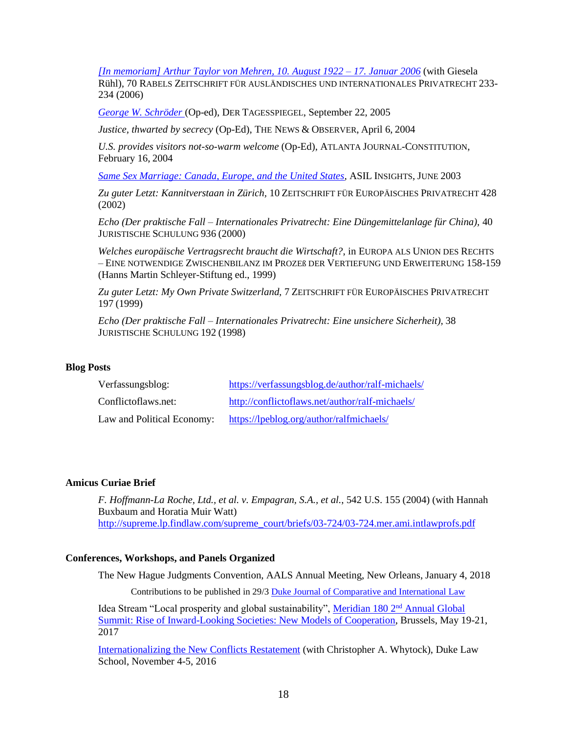*[In memoriam] Arthur Taylor von Mehren, 10. August 1922 – 17. Januar 2006* (with Giesela Rühl), 70 RABELS ZEITSCHRIFT FÜR AUSLÄNDISCHES UND INTERNATIONALES PRIVATRECHT 233-234 (2006)

*George W. Schröder* (Op-ed), DER TAGESSPIEGEL, September 22, 2005

*Justice, thwarted by secrecy* (Op-Ed), THE NEWS & OBSERVER, April 6, 2004

*U.S. provides visitors not-so-warm welcome* (Op-Ed), ATLANTA JOURNAL-CONSTITUTION, February 16, 2004

*Same Sex Marriage: Canada, Europe, and the United States*, ASIL INSIGHTS, JUNE 2003

*Zu guter Letzt: Kannitverstaan in Zürich*, 10 ZEITSCHRIFT FÜR EUROPÄISCHES PRIVATRECHT 428 (2002)

*Echo (Der praktische Fall – Internationales Privatrecht: Eine Düngemittelanlage für China)*, 40 JURISTISCHE SCHULUNG 936 (2000)

*Welches europäische Vertragsrecht braucht die Wirtschaft?*, in EUROPA ALS UNION DES RECHTS – EINE NOTWENDIGE ZWISCHENBILANZ IM PROZEß DER VERTIEFUNG UND ERWEITERUNG 158-159 (Hanns Martin Schleyer-Stiftung ed., 1999)

*Zu guter Letzt: My Own Private Switzerland*, 7 ZEITSCHRIFT FÜR EUROPÄISCHES PRIVATRECHT 197 (1999)

*Echo (Der praktische Fall – Internationales Privatrecht: Eine unsichere Sicherheit)*, 38 JURISTISCHE SCHULUNG 192 (1998)

**Blog Posts**

| | |
|---|---|
| Verfassungsblog: | https://verfassungsblog.de/author/ralf-michaels/ |
| Conflictoflaws.net: | http://conflictoflaws.net/author/ralf-michaels/ |
| Law and Political Economy: | https://lpeblog.org/author/ralfmichaels/ |

**Amicus Curiae Brief**

*F. Hoffmann-La Roche, Ltd., et al. v. Empagran, S.A., et al.*, 542 U.S. 155 (2004) (with Hannah Buxbaum and Horatia Muir Watt) http://supreme.lp.findlaw.com/supreme_court/briefs/03-724/03-724.mer.ami.intlawprofs.pdf

**Conferences, Workshops, and Panels Organized**

The New Hague Judgments Convention, AALS Annual Meeting, New Orleans, January 4, 2018

Contributions to be published in 29/3 Duke Journal of Comparative and International Law

Idea Stream "Local prosperity and global sustainability", Meridian 180 2nd Annual Global Summit: Rise of Inward-Looking Societies: New Models of Cooperation, Brussels, May 19-21, 2017

Internationalizing the New Conflicts Restatement (with Christopher A. Whytock), Duke Law School, November 4-5, 2016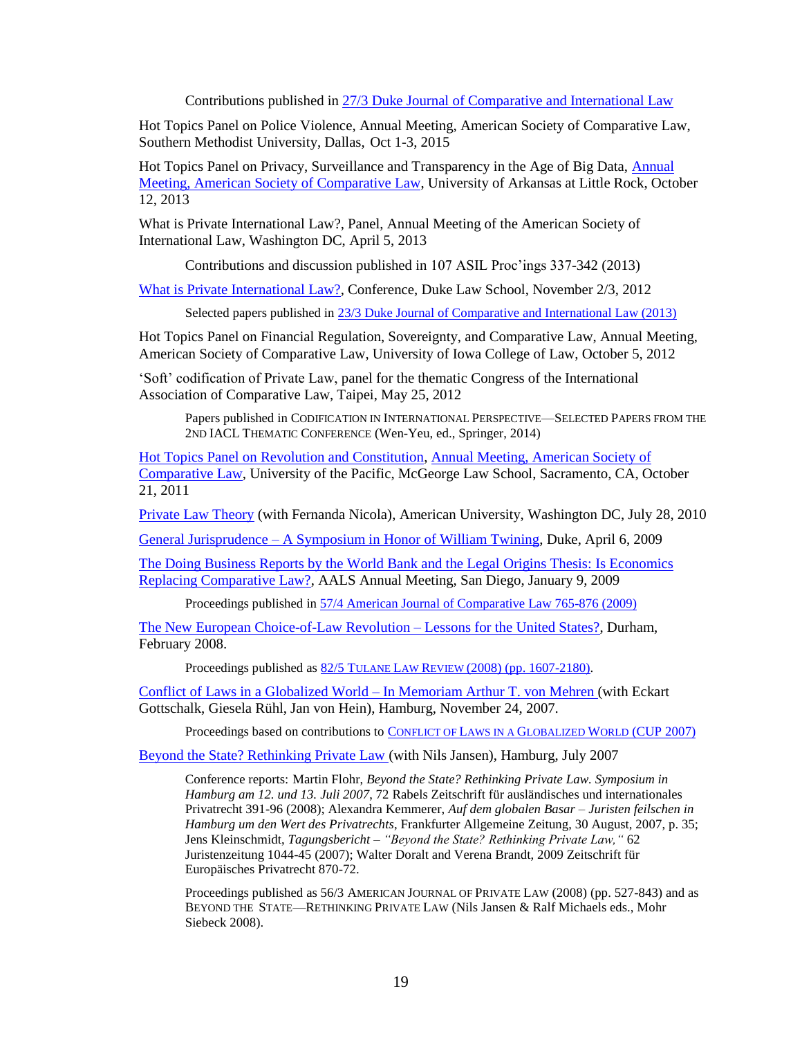Contributions published in [27/3 Duke Journal of Comparative and International Law]

Hot Topics Panel on Police Violence, Annual Meeting, American Society of Comparative Law, Southern Methodist University, Dallas, Oct 1-3, 2015

Hot Topics Panel on Privacy, Surveillance and Transparency in the Age of Big Data, Annual Meeting, American Society of Comparative Law, University of Arkansas at Little Rock, October 12, 2013

What is Private International Law?, Panel, Annual Meeting of the American Society of International Law, Washington DC, April 5, 2013

Contributions and discussion published in 107 ASIL Proc'ings 337-342 (2013)

What is Private International Law?, Conference, Duke Law School, November 2/3, 2012

Selected papers published in 23/3 Duke Journal of Comparative and International Law (2013)

Hot Topics Panel on Financial Regulation, Sovereignty, and Comparative Law, Annual Meeting, American Society of Comparative Law, University of Iowa College of Law, October 5, 2012

'Soft' codification of Private Law, panel for the thematic Congress of the International Association of Comparative Law, Taipei, May 25, 2012

Papers published in CODIFICATION IN INTERNATIONAL PERSPECTIVE—SELECTED PAPERS FROM THE 2ND IACL THEMATIC CONFERENCE (Wen-Yeu, ed., Springer, 2014)

Hot Topics Panel on Revolution and Constitution, Annual Meeting, American Society of Comparative Law, University of the Pacific, McGeorge Law School, Sacramento, CA, October 21, 2011

Private Law Theory (with Fernanda Nicola), American University, Washington DC, July 28, 2010

General Jurisprudence – A Symposium in Honor of William Twining, Duke, April 6, 2009

The Doing Business Reports by the World Bank and the Legal Origins Thesis: Is Economics Replacing Comparative Law?, AALS Annual Meeting, San Diego, January 9, 2009

Proceedings published in 57/4 American Journal of Comparative Law 765-876 (2009)

The New European Choice-of-Law Revolution – Lessons for the United States?, Durham, February 2008.

Proceedings published as 82/5 TULANE LAW REVIEW (2008) (pp. 1607-2180).

Conflict of Laws in a Globalized World – In Memoriam Arthur T. von Mehren (with Eckart Gottschalk, Giesela Rühl, Jan von Hein), Hamburg, November 24, 2007.

Proceedings based on contributions to CONFLICT OF LAWS IN A GLOBALIZED WORLD (CUP 2007)

Beyond the State? Rethinking Private Law (with Nils Jansen), Hamburg, July 2007

Conference reports: Martin Flohr, *Beyond the State? Rethinking Private Law. Symposium in Hamburg am 12. und 13. Juli 2007*, 72 Rabels Zeitschrift für ausländisches und internationales Privatrecht 391-96 (2008); Alexandra Kemmerer, *Auf dem globalen Basar – Juristen feilschen in Hamburg um den Wert des Privatrechts*, Frankfurter Allgemeine Zeitung, 30 August, 2007, p. 35; Jens Kleinschmidt, *Tagungsbericht – "Beyond the State? Rethinking Private Law,"* 62 Juristenzeitung 1044-45 (2007); Walter Doralt and Verena Brandt, 2009 Zeitschrift für Europäisches Privatrecht 870-72.

Proceedings published as 56/3 AMERICAN JOURNAL OF PRIVATE LAW (2008) (pp. 527-843) and as BEYOND THE STATE—RETHINKING PRIVATE LAW (Nils Jansen & Ralf Michaels eds., Mohr Siebeck 2008).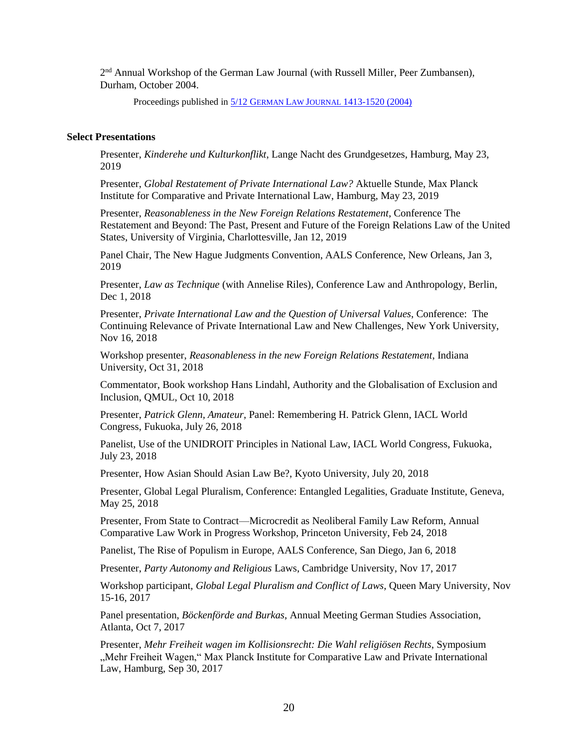2nd Annual Workshop of the German Law Journal (with Russell Miller, Peer Zumbansen), Durham, October 2004.

Proceedings published in [5/12 GERMAN LAW JOURNAL 1413-1520 (2004)]

**Select Presentations**

Presenter, *Kinderehe und Kulturkonflikt*, Lange Nacht des Grundgesetzes, Hamburg, May 23, 2019

Presenter, *Global Restatement of Private International Law?* Aktuelle Stunde, Max Planck Institute for Comparative and Private International Law, Hamburg, May 23, 2019

Presenter, *Reasonableness in the New Foreign Relations Restatement*, Conference The Restatement and Beyond: The Past, Present and Future of the Foreign Relations Law of the United States, University of Virginia, Charlottesville, Jan 12, 2019

Panel Chair, The New Hague Judgments Convention, AALS Conference, New Orleans, Jan 3, 2019

Presenter, *Law as Technique* (with Annelise Riles), Conference Law and Anthropology, Berlin, Dec 1, 2018

Presenter, *Private International Law and the Question of Universal Values*, Conference: The Continuing Relevance of Private International Law and New Challenges, New York University, Nov 16, 2018

Workshop presenter, *Reasonableness in the new Foreign Relations Restatement*, Indiana University, Oct 31, 2018

Commentator, Book workshop Hans Lindahl, Authority and the Globalisation of Exclusion and Inclusion, QMUL, Oct 10, 2018

Presenter, *Patrick Glenn, Amateur*, Panel: Remembering H. Patrick Glenn, IACL World Congress, Fukuoka, July 26, 2018

Panelist, Use of the UNIDROIT Principles in National Law, IACL World Congress, Fukuoka, July 23, 2018

Presenter, How Asian Should Asian Law Be?, Kyoto University, July 20, 2018

Presenter, Global Legal Pluralism, Conference: Entangled Legalities, Graduate Institute, Geneva, May 25, 2018

Presenter, From State to Contract—Microcredit as Neoliberal Family Law Reform, Annual Comparative Law Work in Progress Workshop, Princeton University, Feb 24, 2018

Panelist, The Rise of Populism in Europe, AALS Conference, San Diego, Jan 6, 2018

Presenter, *Party Autonomy and Religious* Laws, Cambridge University, Nov 17, 2017

Workshop participant, *Global Legal Pluralism and Conflict of Laws*, Queen Mary University, Nov 15-16, 2017

Panel presentation, *Böckenförde and Burkas*, Annual Meeting German Studies Association, Atlanta, Oct 7, 2017

Presenter, *Mehr Freiheit wagen im Kollisionsrecht: Die Wahl religiösen Rechts*, Symposium „Mehr Freiheit Wagen," Max Planck Institute for Comparative Law and Private International Law, Hamburg, Sep 30, 2017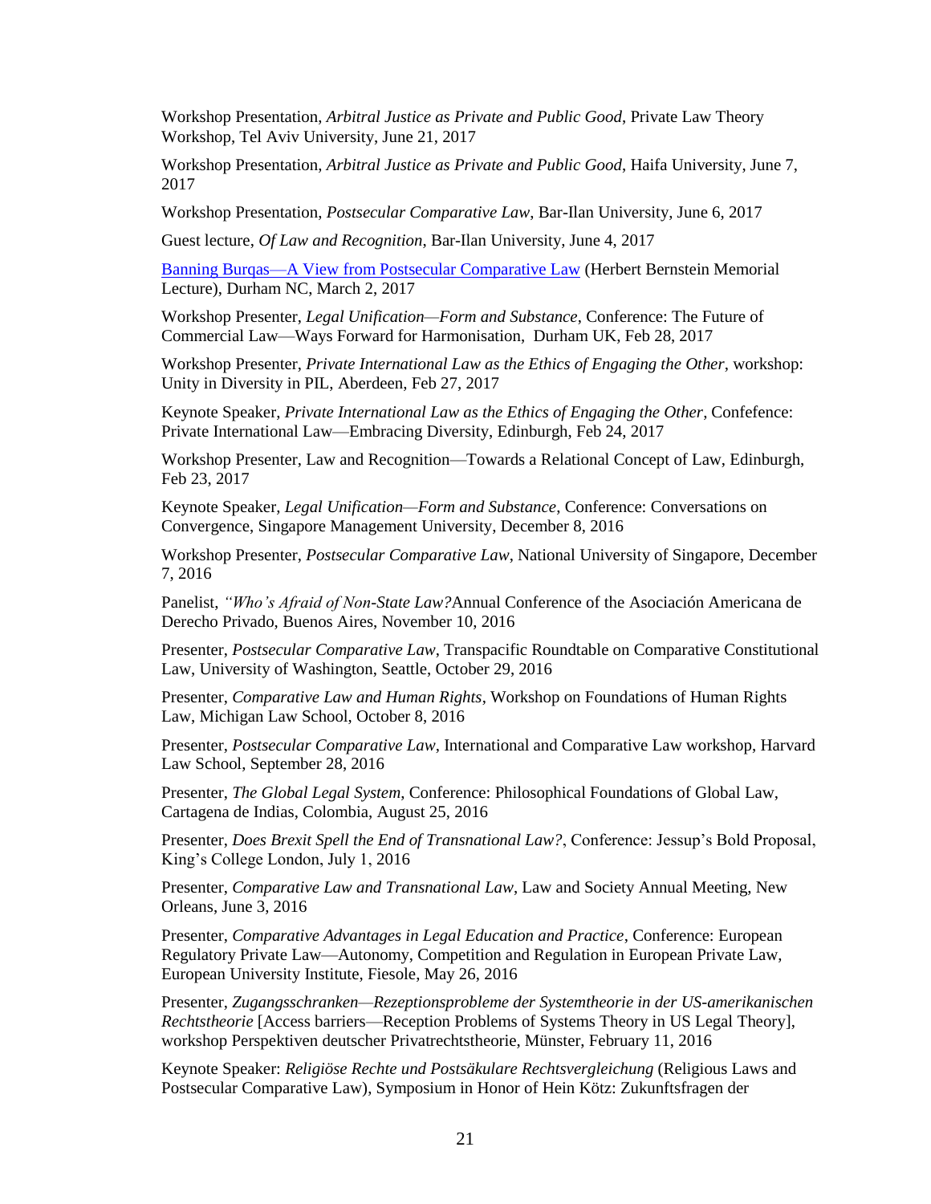Workshop Presentation, *Arbitral Justice as Private and Public Good*, Private Law Theory Workshop, Tel Aviv University, June 21, 2017

Workshop Presentation, *Arbitral Justice as Private and Public Good*, Haifa University, June 7, 2017

Workshop Presentation, *Postsecular Comparative Law*, Bar-Ilan University, June 6, 2017

Guest lecture, *Of Law and Recognition*, Bar-Ilan University, June 4, 2017

[Banning Burqas—A View from Postsecular Comparative Law]() (Herbert Bernstein Memorial Lecture), Durham NC, March 2, 2017

Workshop Presenter, *Legal Unification—Form and Substance*, Conference: The Future of Commercial Law—Ways Forward for Harmonisation,  Durham UK, Feb 28, 2017

Workshop Presenter, *Private International Law as the Ethics of Engaging the Other*, workshop: Unity in Diversity in PIL, Aberdeen, Feb 27, 2017

Keynote Speaker, *Private International Law as the Ethics of Engaging the Other*, Confefence: Private International Law—Embracing Diversity, Edinburgh, Feb 24, 2017

Workshop Presenter, Law and Recognition—Towards a Relational Concept of Law, Edinburgh, Feb 23, 2017

Keynote Speaker, *Legal Unification—Form and Substance*, Conference: Conversations on Convergence, Singapore Management University, December 8, 2016

Workshop Presenter, *Postsecular Comparative Law*, National University of Singapore, December 7, 2016

Panelist, *"Who's Afraid of Non-State Law?*Annual Conference of the Asociación Americana de Derecho Privado, Buenos Aires, November 10, 2016

Presenter, *Postsecular Comparative Law*, Transpacific Roundtable on Comparative Constitutional Law, University of Washington, Seattle, October 29, 2016

Presenter, *Comparative Law and Human Rights*, Workshop on Foundations of Human Rights Law, Michigan Law School, October 8, 2016

Presenter, *Postsecular Comparative Law*, International and Comparative Law workshop, Harvard Law School, September 28, 2016

Presenter, *The Global Legal System*, Conference: Philosophical Foundations of Global Law, Cartagena de Indias, Colombia, August 25, 2016

Presenter, *Does Brexit Spell the End of Transnational Law?*, Conference: Jessup's Bold Proposal, King's College London, July 1, 2016

Presenter, *Comparative Law and Transnational Law*, Law and Society Annual Meeting, New Orleans, June 3, 2016

Presenter, *Comparative Advantages in Legal Education and Practice*, Conference: European Regulatory Private Law—Autonomy, Competition and Regulation in European Private Law, European University Institute, Fiesole, May 26, 2016

Presenter, *Zugangsschranken—Rezeptionsprobleme der Systemtheorie in der US-amerikanischen Rechtstheorie* [Access barriers—Reception Problems of Systems Theory in US Legal Theory], workshop Perspektiven deutscher Privatrechtstheorie, Münster, February 11, 2016

Keynote Speaker: *Religiöse Rechte und Postsäkulare Rechtsvergleichung* (Religious Laws and Postsecular Comparative Law), Symposium in Honor of Hein Kötz: Zukunftsfragen der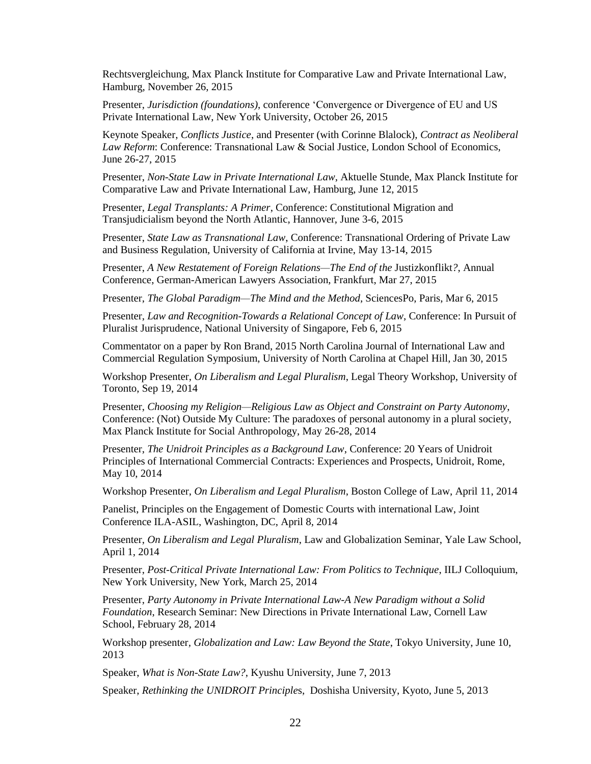Rechtsvergleichung, Max Planck Institute for Comparative Law and Private International Law, Hamburg, November 26, 2015

Presenter, *Jurisdiction (foundations)*, conference 'Convergence or Divergence of EU and US Private International Law, New York University, October 26, 2015

Keynote Speaker, *Conflicts Justice*, and Presenter (with Corinne Blalock), *Contract as Neoliberal Law Reform*: Conference: Transnational Law & Social Justice, London School of Economics, June 26-27, 2015

Presenter, *Non-State Law in Private International Law*, Aktuelle Stunde, Max Planck Institute for Comparative Law and Private International Law, Hamburg, June 12, 2015

Presenter, *Legal Transplants: A Primer*, Conference: Constitutional Migration and Transjudicialism beyond the North Atlantic, Hannover, June 3-6, 2015

Presenter, *State Law as Transnational Law*, Conference: Transnational Ordering of Private Law and Business Regulation, University of California at Irvine, May 13-14, 2015

Presenter, *A New Restatement of Foreign Relations—The End of the* Justizkonflikt*?*, Annual Conference, German-American Lawyers Association, Frankfurt, Mar 27, 2015

Presenter, *The Global Paradigm—The Mind and the Method*, SciencesPo, Paris, Mar 6, 2015

Presenter, *Law and Recognition-Towards a Relational Concept of Law*, Conference: In Pursuit of Pluralist Jurisprudence, National University of Singapore, Feb 6, 2015

Commentator on a paper by Ron Brand, 2015 North Carolina Journal of International Law and Commercial Regulation Symposium, University of North Carolina at Chapel Hill, Jan 30, 2015

Workshop Presenter, *On Liberalism and Legal Pluralism*, Legal Theory Workshop, University of Toronto, Sep 19, 2014

Presenter, *Choosing my Religion—Religious Law as Object and Constraint on Party Autonomy*, Conference: (Not) Outside My Culture: The paradoxes of personal autonomy in a plural society, Max Planck Institute for Social Anthropology, May 26-28, 2014

Presenter, *The Unidroit Principles as a Background Law*, Conference: 20 Years of Unidroit Principles of International Commercial Contracts: Experiences and Prospects, Unidroit, Rome, May 10, 2014

Workshop Presenter, *On Liberalism and Legal Pluralism*, Boston College of Law, April 11, 2014

Panelist, Principles on the Engagement of Domestic Courts with international Law, Joint Conference ILA-ASIL, Washington, DC, April 8, 2014

Presenter, *On Liberalism and Legal Pluralism*, Law and Globalization Seminar, Yale Law School, April 1, 2014

Presenter, *Post-Critical Private International Law: From Politics to Technique*, IILJ Colloquium, New York University, New York, March 25, 2014

Presenter, *Party Autonomy in Private International Law-A New Paradigm without a Solid Foundation*, Research Seminar: New Directions in Private International Law, Cornell Law School, February 28, 2014

Workshop presenter, *Globalization and Law: Law Beyond the State*, Tokyo University, June 10, 2013

Speaker, *What is Non-State Law?*, Kyushu University, June 7, 2013

Speaker, *Rethinking the UNIDROIT Principles*, Doshisha University, Kyoto, June 5, 2013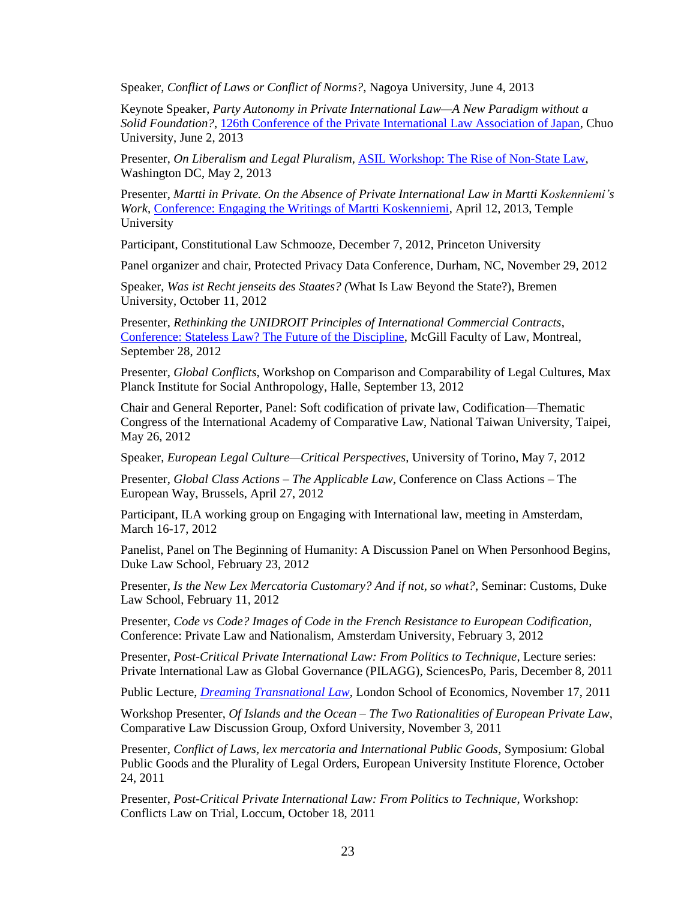Speaker, *Conflict of Laws or Conflict of Norms?*, Nagoya University, June 4, 2013

Keynote Speaker, *Party Autonomy in Private International Law—A New Paradigm without a Solid Foundation?*, 126th Conference of the Private International Law Association of Japan, Chuo University, June 2, 2013

Presenter, *On Liberalism and Legal Pluralism*, ASIL Workshop: The Rise of Non-State Law, Washington DC, May 2, 2013

Presenter, *Martti in Private. On the Absence of Private International Law in Martti Koskenniemi's Work*, Conference: Engaging the Writings of Martti Koskenniemi, April 12, 2013, Temple University

Participant, Constitutional Law Schmooze, December 7, 2012, Princeton University

Panel organizer and chair, Protected Privacy Data Conference, Durham, NC, November 29, 2012

Speaker, *Was ist Recht jenseits des Staates? (*What Is Law Beyond the State?), Bremen University, October 11, 2012

Presenter, *Rethinking the UNIDROIT Principles of International Commercial Contracts*, Conference: Stateless Law? The Future of the Discipline, McGill Faculty of Law, Montreal, September 28, 2012

Presenter, *Global Conflicts*, Workshop on Comparison and Comparability of Legal Cultures, Max Planck Institute for Social Anthropology, Halle, September 13, 2012

Chair and General Reporter, Panel: Soft codification of private law, Codification—Thematic Congress of the International Academy of Comparative Law, National Taiwan University, Taipei, May 26, 2012

Speaker, *European Legal Culture—Critical Perspectives*, University of Torino, May 7, 2012

Presenter, *Global Class Actions – The Applicable Law*, Conference on Class Actions – The European Way, Brussels, April 27, 2012

Participant, ILA working group on Engaging with International law, meeting in Amsterdam, March 16-17, 2012

Panelist, Panel on The Beginning of Humanity: A Discussion Panel on When Personhood Begins, Duke Law School, February 23, 2012

Presenter, *Is the New Lex Mercatoria Customary? And if not, so what?*, Seminar: Customs, Duke Law School, February 11, 2012

Presenter, *Code vs Code? Images of Code in the French Resistance to European Codification*, Conference: Private Law and Nationalism, Amsterdam University, February 3, 2012

Presenter, *Post-Critical Private International Law: From Politics to Technique*, Lecture series: Private International Law as Global Governance (PILAGG), SciencesPo, Paris, December 8, 2011

Public Lecture, *Dreaming Transnational Law*, London School of Economics, November 17, 2011

Workshop Presenter, *Of Islands and the Ocean – The Two Rationalities of European Private Law*, Comparative Law Discussion Group, Oxford University, November 3, 2011

Presenter, *Conflict of Laws, lex mercatoria and International Public Goods*, Symposium: Global Public Goods and the Plurality of Legal Orders, European University Institute Florence, October 24, 2011

Presenter, *Post-Critical Private International Law: From Politics to Technique*, Workshop: Conflicts Law on Trial, Loccum, October 18, 2011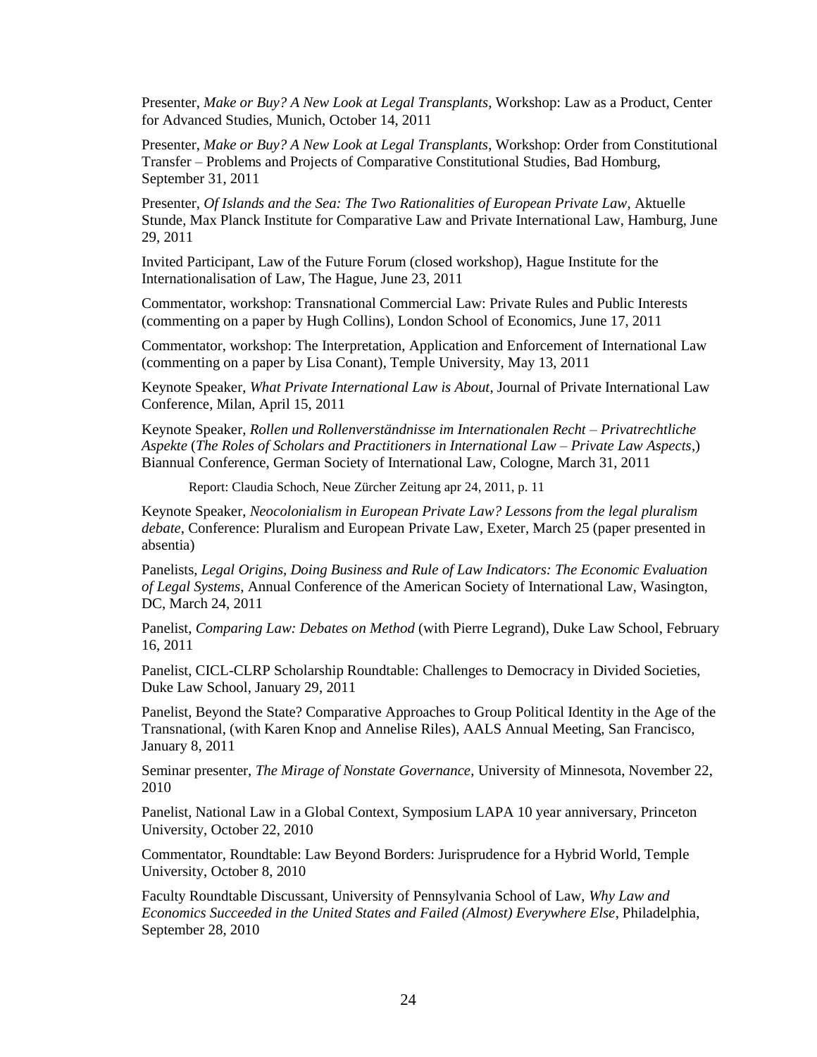Presenter, *Make or Buy? A New Look at Legal Transplants*, Workshop: Law as a Product, Center for Advanced Studies, Munich, October 14, 2011

Presenter, *Make or Buy? A New Look at Legal Transplants*, Workshop: Order from Constitutional Transfer – Problems and Projects of Comparative Constitutional Studies, Bad Homburg, September 31, 2011

Presenter, *Of Islands and the Sea: The Two Rationalities of European Private Law*, Aktuelle Stunde, Max Planck Institute for Comparative Law and Private International Law, Hamburg, June 29, 2011

Invited Participant, Law of the Future Forum (closed workshop), Hague Institute for the Internationalisation of Law, The Hague, June 23, 2011

Commentator, workshop: Transnational Commercial Law: Private Rules and Public Interests (commenting on a paper by Hugh Collins), London School of Economics, June 17, 2011

Commentator, workshop: The Interpretation, Application and Enforcement of International Law (commenting on a paper by Lisa Conant), Temple University, May 13, 2011

Keynote Speaker, *What Private International Law is About*, Journal of Private International Law Conference, Milan, April 15, 2011

Keynote Speaker, *Rollen und Rollenverständnisse im Internationalen Recht – Privatrechtliche Aspekte* (*The Roles of Scholars and Practitioners in International Law – Private Law Aspects*,) Biannual Conference, German Society of International Law, Cologne, March 31, 2011

> Report: Claudia Schoch, Neue Zürcher Zeitung apr 24, 2011, p. 11

Keynote Speaker, *Neocolonialism in European Private Law? Lessons from the legal pluralism debate*, Conference: Pluralism and European Private Law, Exeter, March 25 (paper presented in absentia)

Panelists, *Legal Origins, Doing Business and Rule of Law Indicators: The Economic Evaluation of Legal Systems*, Annual Conference of the American Society of International Law, Wasington, DC, March 24, 2011

Panelist, *Comparing Law: Debates on Method* (with Pierre Legrand), Duke Law School, February 16, 2011

Panelist, CICL-CLRP Scholarship Roundtable: Challenges to Democracy in Divided Societies, Duke Law School, January 29, 2011

Panelist, Beyond the State? Comparative Approaches to Group Political Identity in the Age of the Transnational, (with Karen Knop and Annelise Riles), AALS Annual Meeting, San Francisco, January 8, 2011

Seminar presenter, *The Mirage of Nonstate Governance*, University of Minnesota, November 22, 2010

Panelist, National Law in a Global Context, Symposium LAPA 10 year anniversary, Princeton University, October 22, 2010

Commentator, Roundtable: Law Beyond Borders: Jurisprudence for a Hybrid World, Temple University, October 8, 2010

Faculty Roundtable Discussant, University of Pennsylvania School of Law, *Why Law and Economics Succeeded in the United States and Failed (Almost) Everywhere Else*, Philadelphia, September 28, 2010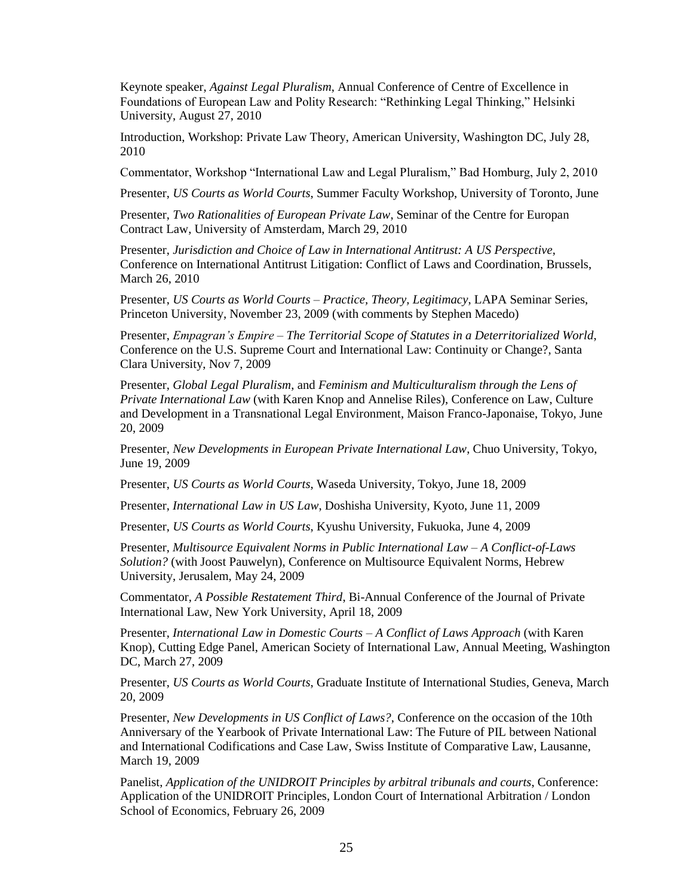Keynote speaker, *Against Legal Pluralism*, Annual Conference of Centre of Excellence in Foundations of European Law and Polity Research: "Rethinking Legal Thinking," Helsinki University, August 27, 2010

Introduction, Workshop: Private Law Theory, American University, Washington DC, July 28, 2010

Commentator, Workshop "International Law and Legal Pluralism," Bad Homburg, July 2, 2010

Presenter, *US Courts as World Courts*, Summer Faculty Workshop, University of Toronto, June

Presenter, *Two Rationalities of European Private Law*, Seminar of the Centre for Europan Contract Law, University of Amsterdam, March 29, 2010

Presenter, *Jurisdiction and Choice of Law in International Antitrust: A US Perspective*, Conference on International Antitrust Litigation: Conflict of Laws and Coordination, Brussels, March 26, 2010

Presenter, *US Courts as World Courts – Practice, Theory, Legitimacy*, LAPA Seminar Series, Princeton University, November 23, 2009 (with comments by Stephen Macedo)

Presenter, *Empagran's Empire – The Territorial Scope of Statutes in a Deterritorialized World*, Conference on the U.S. Supreme Court and International Law: Continuity or Change?, Santa Clara University, Nov 7, 2009

Presenter, *Global Legal Pluralism*, and *Feminism and Multiculturalism through the Lens of Private International Law* (with Karen Knop and Annelise Riles), Conference on Law, Culture and Development in a Transnational Legal Environment, Maison Franco-Japonaise, Tokyo, June 20, 2009

Presenter, *New Developments in European Private International Law*, Chuo University, Tokyo, June 19, 2009

Presenter, *US Courts as World Courts*, Waseda University, Tokyo, June 18, 2009

Presenter, *International Law in US Law*, Doshisha University, Kyoto, June 11, 2009

Presenter, *US Courts as World Courts*, Kyushu University, Fukuoka, June 4, 2009

Presenter, *Multisource Equivalent Norms in Public International Law – A Conflict-of-Laws Solution?* (with Joost Pauwelyn), Conference on Multisource Equivalent Norms, Hebrew University, Jerusalem, May 24, 2009

Commentator, *A Possible Restatement Third*, Bi-Annual Conference of the Journal of Private International Law, New York University, April 18, 2009

Presenter, *International Law in Domestic Courts – A Conflict of Laws Approach* (with Karen Knop), Cutting Edge Panel, American Society of International Law, Annual Meeting, Washington DC, March 27, 2009

Presenter, *US Courts as World Courts*, Graduate Institute of International Studies, Geneva, March 20, 2009

Presenter, *New Developments in US Conflict of Laws?*, Conference on the occasion of the 10th Anniversary of the Yearbook of Private International Law: The Future of PIL between National and International Codifications and Case Law, Swiss Institute of Comparative Law, Lausanne, March 19, 2009

Panelist, *Application of the UNIDROIT Principles by arbitral tribunals and courts*, Conference: Application of the UNIDROIT Principles, London Court of International Arbitration / London School of Economics, February 26, 2009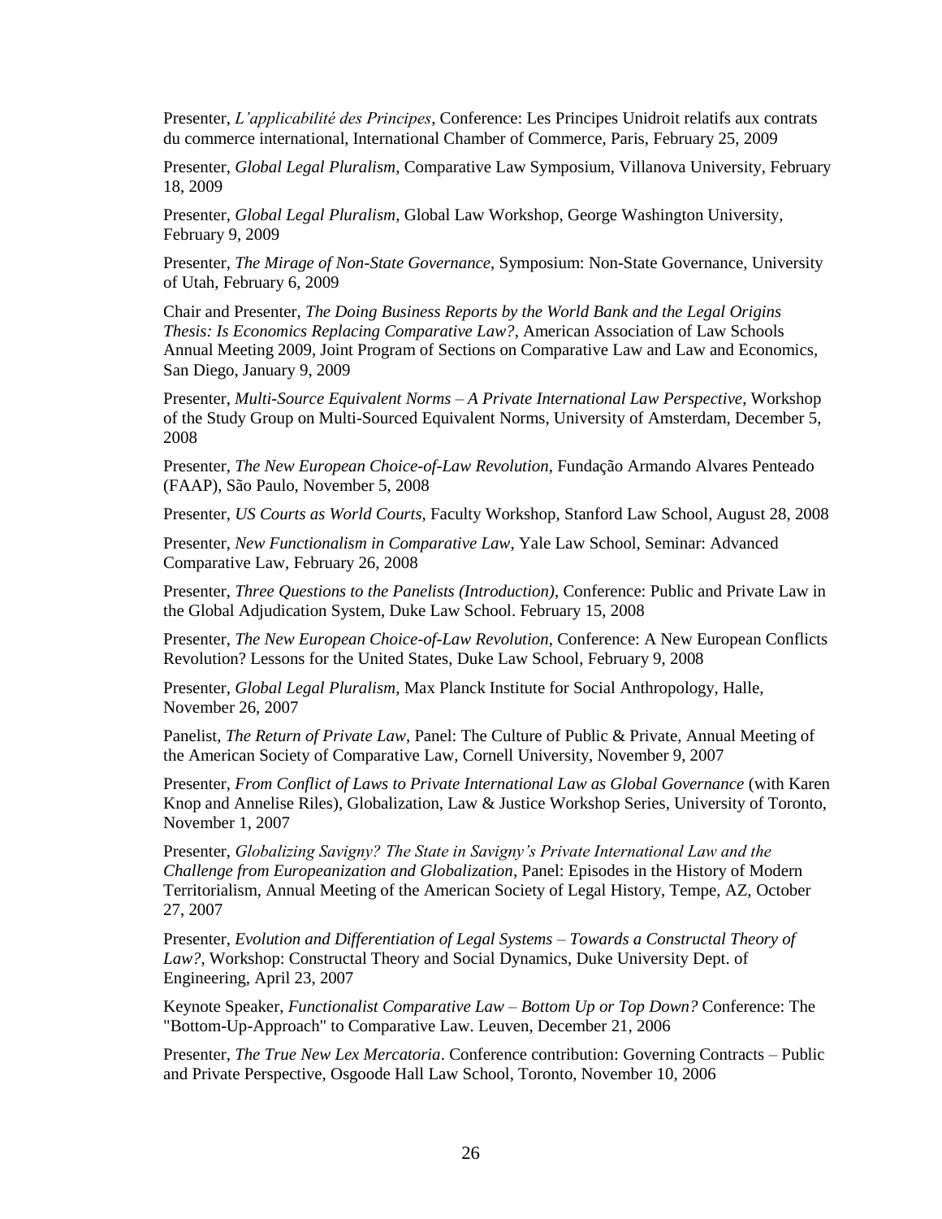Presenter, *L'applicabilité des Principes*, Conference: Les Principes Unidroit relatifs aux contrats du commerce international, International Chamber of Commerce, Paris, February 25, 2009

Presenter, *Global Legal Pluralism*, Comparative Law Symposium, Villanova University, February 18, 2009

Presenter, *Global Legal Pluralism*, Global Law Workshop, George Washington University, February 9, 2009

Presenter, *The Mirage of Non-State Governance*, Symposium: Non-State Governance, University of Utah, February 6, 2009

Chair and Presenter, *The Doing Business Reports by the World Bank and the Legal Origins Thesis: Is Economics Replacing Comparative Law?*, American Association of Law Schools Annual Meeting 2009, Joint Program of Sections on Comparative Law and Law and Economics, San Diego, January 9, 2009

Presenter, *Multi-Source Equivalent Norms – A Private International Law Perspective*, Workshop of the Study Group on Multi-Sourced Equivalent Norms, University of Amsterdam, December 5, 2008

Presenter, *The New European Choice-of-Law Revolution*, Fundação Armando Alvares Penteado (FAAP), São Paulo, November 5, 2008

Presenter, *US Courts as World Courts*, Faculty Workshop, Stanford Law School, August 28, 2008

Presenter, *New Functionalism in Comparative Law*, Yale Law School, Seminar: Advanced Comparative Law, February 26, 2008

Presenter, *Three Questions to the Panelists (Introduction)*, Conference: Public and Private Law in the Global Adjudication System, Duke Law School. February 15, 2008

Presenter, *The New European Choice-of-Law Revolution*, Conference: A New European Conflicts Revolution? Lessons for the United States, Duke Law School, February 9, 2008

Presenter, *Global Legal Pluralism*, Max Planck Institute for Social Anthropology, Halle, November 26, 2007

Panelist, *The Return of Private Law*, Panel: The Culture of Public & Private, Annual Meeting of the American Society of Comparative Law, Cornell University, November 9, 2007

Presenter, *From Conflict of Laws to Private International Law as Global Governance* (with Karen Knop and Annelise Riles), Globalization, Law & Justice Workshop Series, University of Toronto, November 1, 2007

Presenter, *Globalizing Savigny? The State in Savigny's Private International Law and the Challenge from Europeanization and Globalization*, Panel: Episodes in the History of Modern Territorialism, Annual Meeting of the American Society of Legal History, Tempe, AZ, October 27, 2007

Presenter, *Evolution and Differentiation of Legal Systems – Towards a Constructal Theory of Law?*, Workshop: Constructal Theory and Social Dynamics, Duke University Dept. of Engineering, April 23, 2007

Keynote Speaker, *Functionalist Comparative Law – Bottom Up or Top Down?* Conference: The "Bottom-Up-Approach" to Comparative Law. Leuven, December 21, 2006

Presenter, *The True New Lex Mercatoria*. Conference contribution: Governing Contracts – Public and Private Perspective, Osgoode Hall Law School, Toronto, November 10, 2006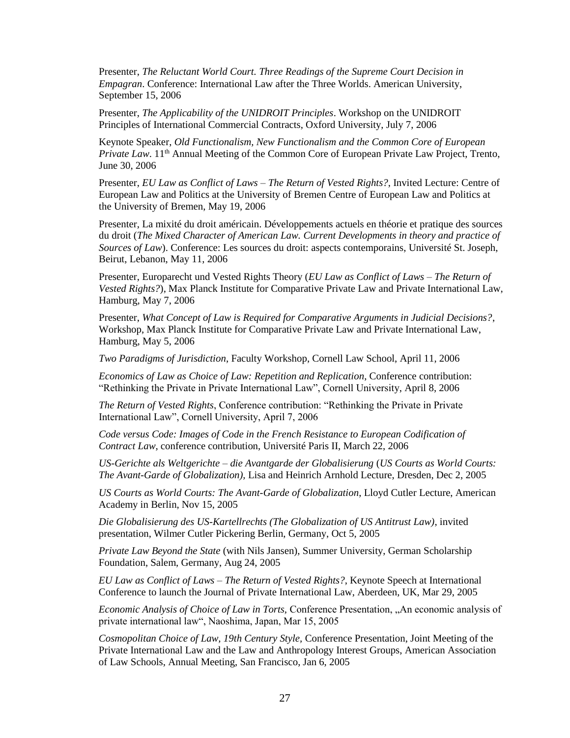Presenter, *The Reluctant World Court. Three Readings of the Supreme Court Decision in Empagran*. Conference: International Law after the Three Worlds. American University, September 15, 2006

Presenter, *The Applicability of the UNIDROIT Principles*. Workshop on the UNIDROIT Principles of International Commercial Contracts, Oxford University, July 7, 2006

Keynote Speaker, *Old Functionalism, New Functionalism and the Common Core of European Private Law*. 11th Annual Meeting of the Common Core of European Private Law Project, Trento, June 30, 2006

Presenter, *EU Law as Conflict of Laws – The Return of Vested Rights?*, Invited Lecture: Centre of European Law and Politics at the University of Bremen Centre of European Law and Politics at the University of Bremen, May 19, 2006

Presenter, La mixité du droit américain. Développements actuels en théorie et pratique des sources du droit (*The Mixed Character of American Law. Current Developments in theory and practice of Sources of Law*). Conference: Les sources du droit: aspects contemporains, Université St. Joseph, Beirut, Lebanon, May 11, 2006

Presenter, Europarecht und Vested Rights Theory (*EU Law as Conflict of Laws – The Return of Vested Rights?*), Max Planck Institute for Comparative Private Law and Private International Law, Hamburg, May 7, 2006

Presenter, *What Concept of Law is Required for Comparative Arguments in Judicial Decisions?*, Workshop, Max Planck Institute for Comparative Private Law and Private International Law, Hamburg, May 5, 2006

*Two Paradigms of Jurisdiction*, Faculty Workshop, Cornell Law School, April 11, 2006

*Economics of Law as Choice of Law: Repetition and Replication*, Conference contribution: "Rethinking the Private in Private International Law", Cornell University, April 8, 2006

*The Return of Vested Rights*, Conference contribution: "Rethinking the Private in Private International Law", Cornell University, April 7, 2006

*Code versus Code: Images of Code in the French Resistance to European Codification of Contract Law*, conference contribution, Université Paris II, March 22, 2006

*US-Gerichte als Weltgerichte – die Avantgarde der Globalisierung* (*US Courts as World Courts: The Avant-Garde of Globalization),* Lisa and Heinrich Arnhold Lecture, Dresden, Dec 2, 2005

*US Courts as World Courts: The Avant-Garde of Globalization*, Lloyd Cutler Lecture, American Academy in Berlin, Nov 15, 2005

*Die Globalisierung des US-Kartellrechts (The Globalization of US Antitrust Law)*, invited presentation, Wilmer Cutler Pickering Berlin, Germany, Oct 5, 2005

*Private Law Beyond the State* (with Nils Jansen), Summer University, German Scholarship Foundation, Salem, Germany, Aug 24, 2005

*EU Law as Conflict of Laws – The Return of Vested Rights?*, Keynote Speech at International Conference to launch the Journal of Private International Law, Aberdeen, UK, Mar 29, 2005

*Economic Analysis of Choice of Law in Torts*, Conference Presentation, „An economic analysis of private international law", Naoshima, Japan, Mar 15, 2005

*Cosmopolitan Choice of Law, 19th Century Style*, Conference Presentation, Joint Meeting of the Private International Law and the Law and Anthropology Interest Groups, American Association of Law Schools, Annual Meeting, San Francisco, Jan 6, 2005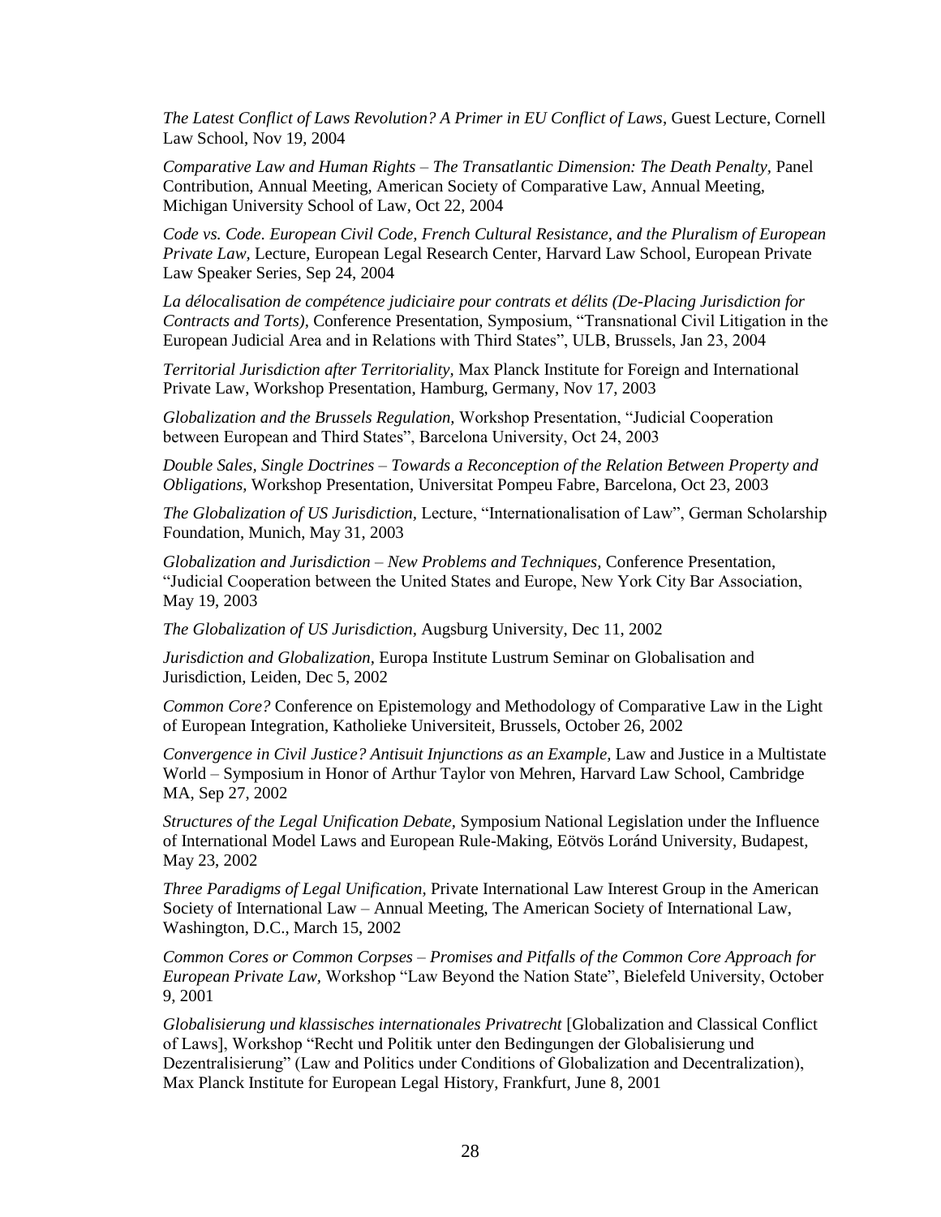*The Latest Conflict of Laws Revolution? A Primer in EU Conflict of Laws*, Guest Lecture, Cornell Law School, Nov 19, 2004

*Comparative Law and Human Rights – The Transatlantic Dimension: The Death Penalty*, Panel Contribution, Annual Meeting, American Society of Comparative Law, Annual Meeting, Michigan University School of Law, Oct 22, 2004

*Code vs. Code. European Civil Code, French Cultural Resistance, and the Pluralism of European Private Law*, Lecture, European Legal Research Center, Harvard Law School, European Private Law Speaker Series, Sep 24, 2004

*La délocalisation de compétence judiciaire pour contrats et délits (De-Placing Jurisdiction for Contracts and Torts)*, Conference Presentation, Symposium, "Transnational Civil Litigation in the European Judicial Area and in Relations with Third States", ULB, Brussels, Jan 23, 2004

*Territorial Jurisdiction after Territoriality*, Max Planck Institute for Foreign and International Private Law, Workshop Presentation, Hamburg, Germany, Nov 17, 2003

*Globalization and the Brussels Regulation*, Workshop Presentation, "Judicial Cooperation between European and Third States", Barcelona University, Oct 24, 2003

*Double Sales, Single Doctrines – Towards a Reconception of the Relation Between Property and Obligations*, Workshop Presentation, Universitat Pompeu Fabre, Barcelona, Oct 23, 2003

*The Globalization of US Jurisdiction*, Lecture, "Internationalisation of Law", German Scholarship Foundation, Munich, May 31, 2003

*Globalization and Jurisdiction – New Problems and Techniques*, Conference Presentation, "Judicial Cooperation between the United States and Europe, New York City Bar Association, May 19, 2003

*The Globalization of US Jurisdiction*, Augsburg University, Dec 11, 2002

*Jurisdiction and Globalization*, Europa Institute Lustrum Seminar on Globalisation and Jurisdiction, Leiden, Dec 5, 2002

*Common Core?* Conference on Epistemology and Methodology of Comparative Law in the Light of European Integration, Katholieke Universiteit, Brussels, October 26, 2002

*Convergence in Civil Justice? Antisuit Injunctions as an Example*, Law and Justice in a Multistate World – Symposium in Honor of Arthur Taylor von Mehren, Harvard Law School, Cambridge MA, Sep 27, 2002

*Structures of the Legal Unification Debate*, Symposium National Legislation under the Influence of International Model Laws and European Rule-Making, Eötvös Loránd University, Budapest, May 23, 2002

*Three Paradigms of Legal Unification*, Private International Law Interest Group in the American Society of International Law – Annual Meeting, The American Society of International Law, Washington, D.C., March 15, 2002

*Common Cores or Common Corpses – Promises and Pitfalls of the Common Core Approach for European Private Law*, Workshop "Law Beyond the Nation State", Bielefeld University, October 9, 2001

*Globalisierung und klassisches internationales Privatrecht* [Globalization and Classical Conflict of Laws], Workshop "Recht und Politik unter den Bedingungen der Globalisierung und Dezentralisierung" (Law and Politics under Conditions of Globalization and Decentralization), Max Planck Institute for European Legal History, Frankfurt, June 8, 2001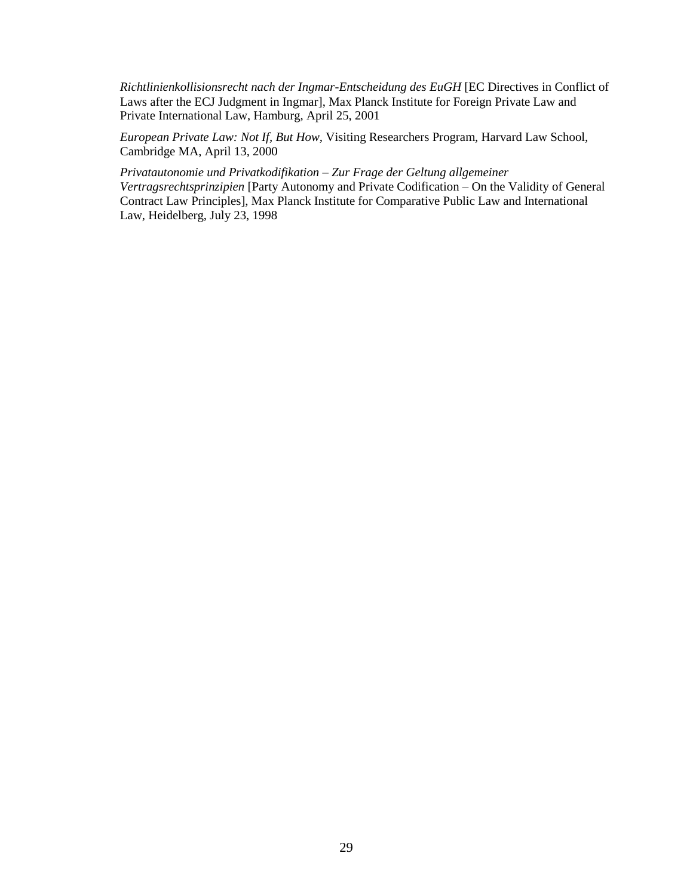*Richtlinienkollisionsrecht nach der Ingmar-Entscheidung des EuGH* [EC Directives in Conflict of Laws after the ECJ Judgment in Ingmar], Max Planck Institute for Foreign Private Law and Private International Law, Hamburg, April 25, 2001

*European Private Law: Not If, But How*, Visiting Researchers Program, Harvard Law School, Cambridge MA, April 13, 2000

*Privatautonomie und Privatkodifikation – Zur Frage der Geltung allgemeiner Vertragsrechtsprinzipien* [Party Autonomy and Private Codification – On the Validity of General Contract Law Principles], Max Planck Institute for Comparative Public Law and International Law, Heidelberg, July 23, 1998